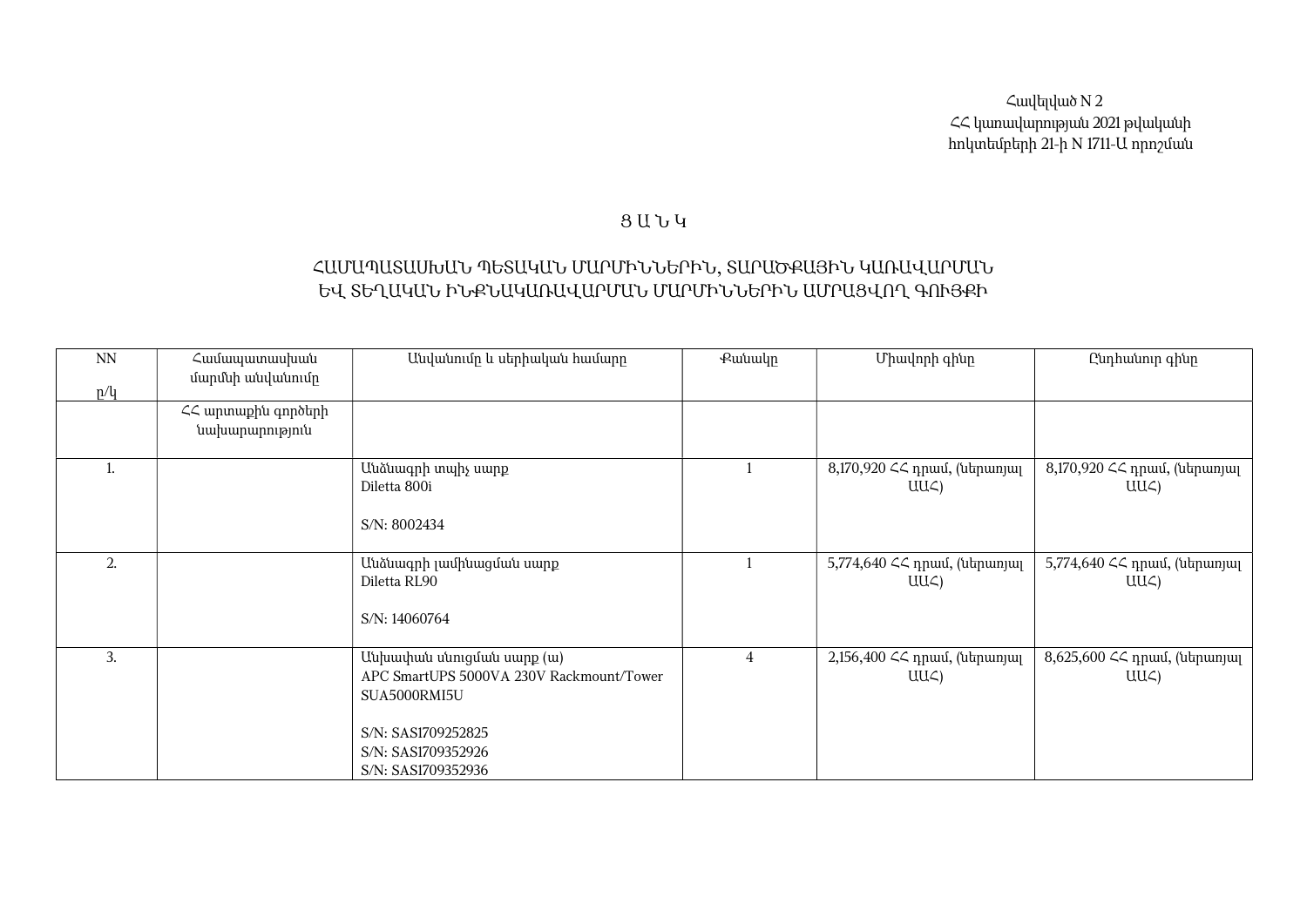Հավելված N 2
ՀՀ կառավարության 2021 թվականի
հոկտեմբերի 21-ի N 1711-Ա որոշման

# Ց Ա Ն Կ

## ՀԱՄԱՊԱՏԱՍԽԱՆ ՊԵՏԱԿԱՆ ՄԱՐՄԻՆՆԵՐԻՆ, ՏԱՐԱԾՔԱՅԻՆ ԿԱՌԱՎԱՐՄԱՆ ԵՎ ՏԵՂԱԿԱՆ ԻՆՔՆԱԿԱՌԱՎԱՐՄԱՆ ՄԱՐՄԻՆՆԵՐԻՆ ԱՄՐԱՑՎՈՂ ԳՈՒՅՔԻ

| NN ը/կ | Համապատասխան մարմնի անվանումը | Անվանումը և սերիական համարը | Քանակը | Միավորի գինը | Ընդհանուր գինը |
|---|---|---|---|---|---|
| | ՀՀ արտաքին գործերի նախարարություն | | | | |
| 1. | | Անձնագրի տպիչ սարք<br>Diletta 800i<br><br>S/N: 8002434 | 1 | 8,170,920 ՀՀ դրամ, (ներառյալ ԱԱՀ) | 8,170,920 ՀՀ դրամ, (ներառյալ ԱԱՀ) |
| 2. | | Անձնագրի լամինացման սարք<br>Diletta RL90<br><br>S/N: 14060764 | 1 | 5,774,640 ՀՀ դրամ, (ներառյալ ԱԱՀ) | 5,774,640 ՀՀ դրամ, (ներառյալ ԱԱՀ) |
| 3. | | Անխափան սնուցման սարք (ա)<br>APC SmartUPS 5000VA 230V Rackmount/Tower SUA5000RMI5U<br><br>S/N: SAS1709252825<br>S/N: SAS1709352926<br>S/N: SAS1709352936 | 4 | 2,156,400 ՀՀ դրամ, (ներառյալ ԱԱՀ) | 8,625,600 ՀՀ դրամ, (ներառյալ ԱԱՀ) |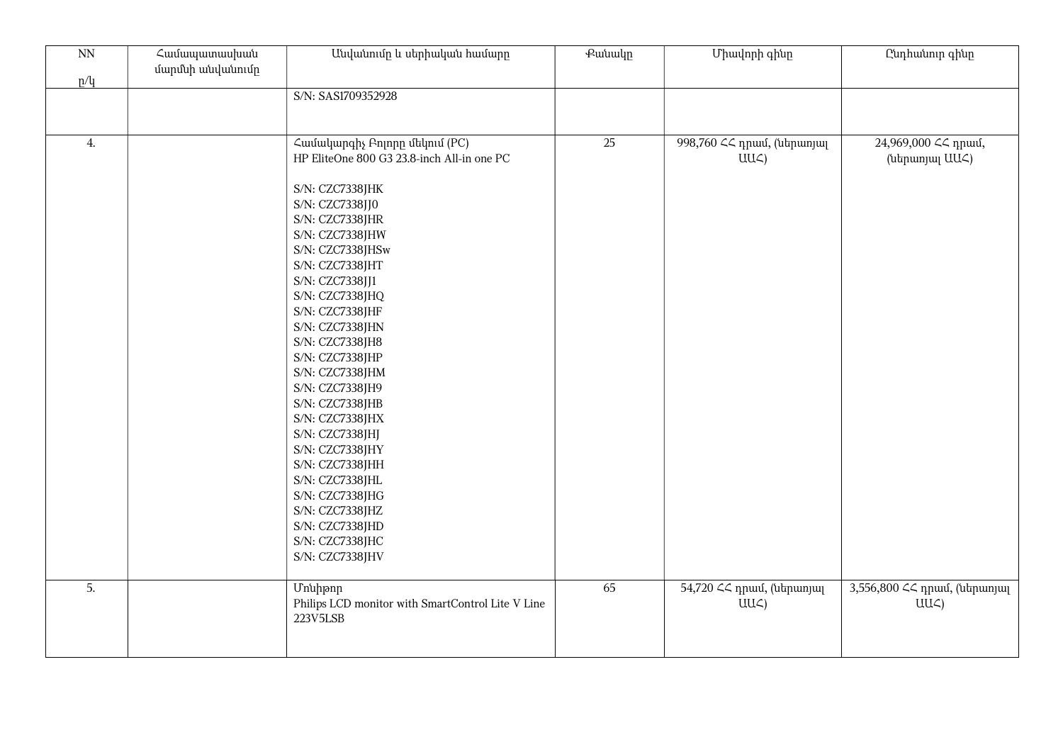| NN<br><br>ը/կ | Համապատասխան մարմնի անվանումը | Անվանումը և սերիական համարը | Քանակը | Միավորի գինը | Ընդհանուր գինը |
|---|---|---|---|---|---|
| | | S/N: SAS1709352928 | | | |
| 4. | | Համակարգիչ Բոլորը մեկում (PC)<br>HP EliteOne 800 G3 23.8-inch All-in one PC<br><br>S/N: CZC7338JHK<br>S/N: CZC7338JJ0<br>S/N: CZC7338JHR<br>S/N: CZC7338JHW<br>S/N: CZC7338JHSw<br>S/N: CZC7338JHT<br>S/N: CZC7338JJ1<br>S/N: CZC7338JHQ<br>S/N: CZC7338JHF<br>S/N: CZC7338JHN<br>S/N: CZC7338JH8<br>S/N: CZC7338JHP<br>S/N: CZC7338JHM<br>S/N: CZC7338JH9<br>S/N: CZC7338JHB<br>S/N: CZC7338JHX<br>S/N: CZC7338JHJ<br>S/N: CZC7338JHY<br>S/N: CZC7338JHH<br>S/N: CZC7338JHL<br>S/N: CZC7338JHG<br>S/N: CZC7338JHZ<br>S/N: CZC7338JHD<br>S/N: CZC7338JHC<br>S/N: CZC7338JHV | 25 | 998,760 ՀՀ դրամ, (ներառյալ ԱԱՀ) | 24,969,000 ՀՀ դրամ, (ներառյալ ԱԱՀ) |
| 5. | | Մոնիթոր<br>Philips LCD monitor with SmartControl Lite V Line 223V5LSB | 65 | 54,720 ՀՀ դրամ, (ներառյալ ԱԱՀ) | 3,556,800 ՀՀ դրամ, (ներառյալ ԱԱՀ) |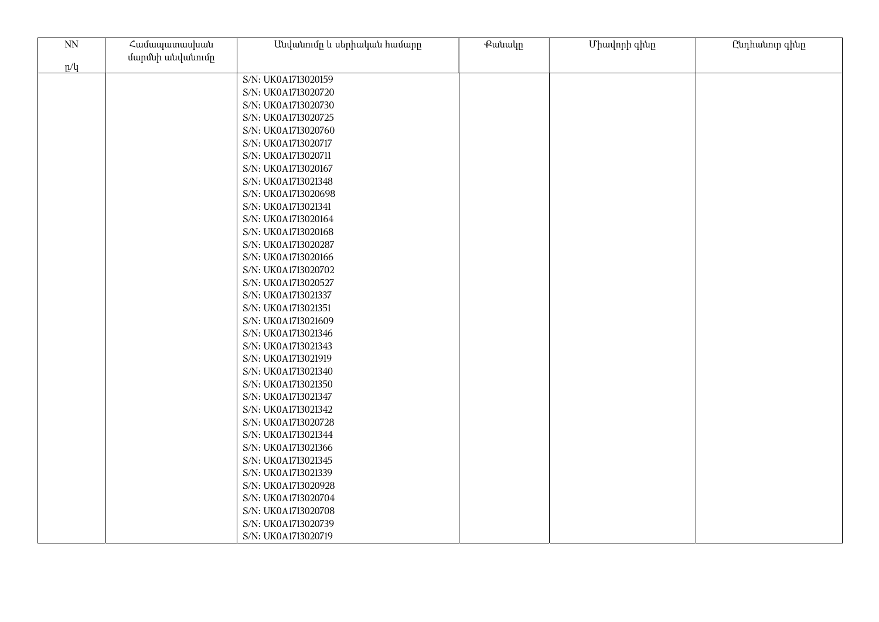| NN<br><br>ը/կ | Համապատասխան մարմնի անվանումը | Անվանումը և սերիական համարը | Քանակը | Միավորի գինը | Ընդհանուր գինը |
|---|---|---|---|---|---|
| | | S/N: UK0A1713020159<br>S/N: UK0A1713020720<br>S/N: UK0A1713020730<br>S/N: UK0A1713020725<br>S/N: UK0A1713020760<br>S/N: UK0A1713020717<br>S/N: UK0A1713020711<br>S/N: UK0A1713020167<br>S/N: UK0A1713021348<br>S/N: UK0A1713020698<br>S/N: UK0A1713021341<br>S/N: UK0A1713020164<br>S/N: UK0A1713020168<br>S/N: UK0A1713020287<br>S/N: UK0A1713020166<br>S/N: UK0A1713020702<br>S/N: UK0A1713020527<br>S/N: UK0A1713021337<br>S/N: UK0A1713021351<br>S/N: UK0A1713021609<br>S/N: UK0A1713021346<br>S/N: UK0A1713021343<br>S/N: UK0A1713021919<br>S/N: UK0A1713021340<br>S/N: UK0A1713021350<br>S/N: UK0A1713021347<br>S/N: UK0A1713021342<br>S/N: UK0A1713020728<br>S/N: UK0A1713021344<br>S/N: UK0A1713021366<br>S/N: UK0A1713021345<br>S/N: UK0A1713021339<br>S/N: UK0A1713020928<br>S/N: UK0A1713020704<br>S/N: UK0A1713020708<br>S/N: UK0A1713020739<br>S/N: UK0A1713020719 | | | |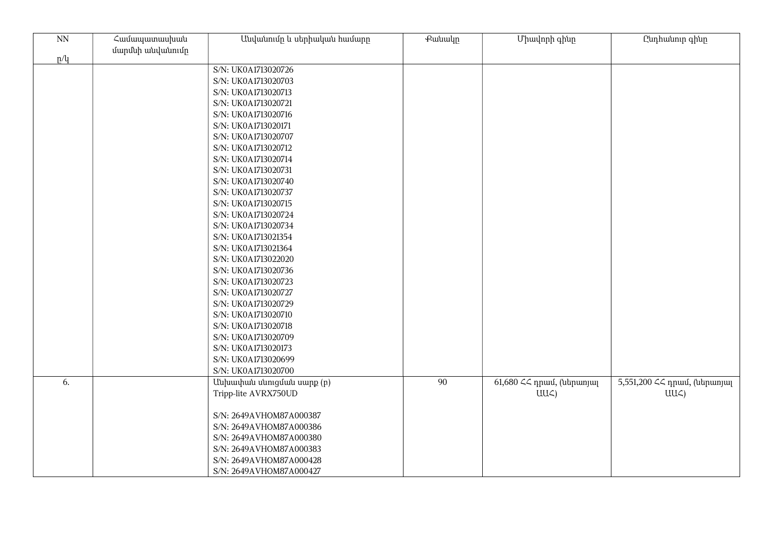| NN<br><br>ը/կ | Համապատասխան մարմնի անվանումը | Անվանումը և սերիական համարը | Քանակը | Միավորի գինը | Ընդհանուր գինը |
|---|---|---|---|---|---|
| | | S/N: UK0A1713020726<br>S/N: UK0A1713020703<br>S/N: UK0A1713020713<br>S/N: UK0A1713020721<br>S/N: UK0A1713020716<br>S/N: UK0A1713020171<br>S/N: UK0A1713020707<br>S/N: UK0A1713020712<br>S/N: UK0A1713020714<br>S/N: UK0A1713020731<br>S/N: UK0A1713020740<br>S/N: UK0A1713020737<br>S/N: UK0A1713020715<br>S/N: UK0A1713020724<br>S/N: UK0A1713020734<br>S/N: UK0A1713021354<br>S/N: UK0A1713021364<br>S/N: UK0A1713022020<br>S/N: UK0A1713020736<br>S/N: UK0A1713020723<br>S/N: UK0A1713020727<br>S/N: UK0A1713020729<br>S/N: UK0A1713020710<br>S/N: UK0A1713020718<br>S/N: UK0A1713020709<br>S/N: UK0A1713020173<br>S/N: UK0A1713020699<br>S/N: UK0A1713020700 | | | |
| 6. | | Անխափան սնուցման սարք (բ)<br>Tripp-lite AVRX750UD<br><br>S/N: 2649AVHOM87A000387<br>S/N: 2649AVHOM87A000386<br>S/N: 2649AVHOM87A000380<br>S/N: 2649AVHOM87A000383<br>S/N: 2649AVHOM87A000428<br>S/N: 2649AVHOM87A000427 | 90 | 61,680 ՀՀ դրամ, (ներառյալ ԱԱՀ) | 5,551,200 ՀՀ դրամ, (ներառյալ ԱԱՀ) |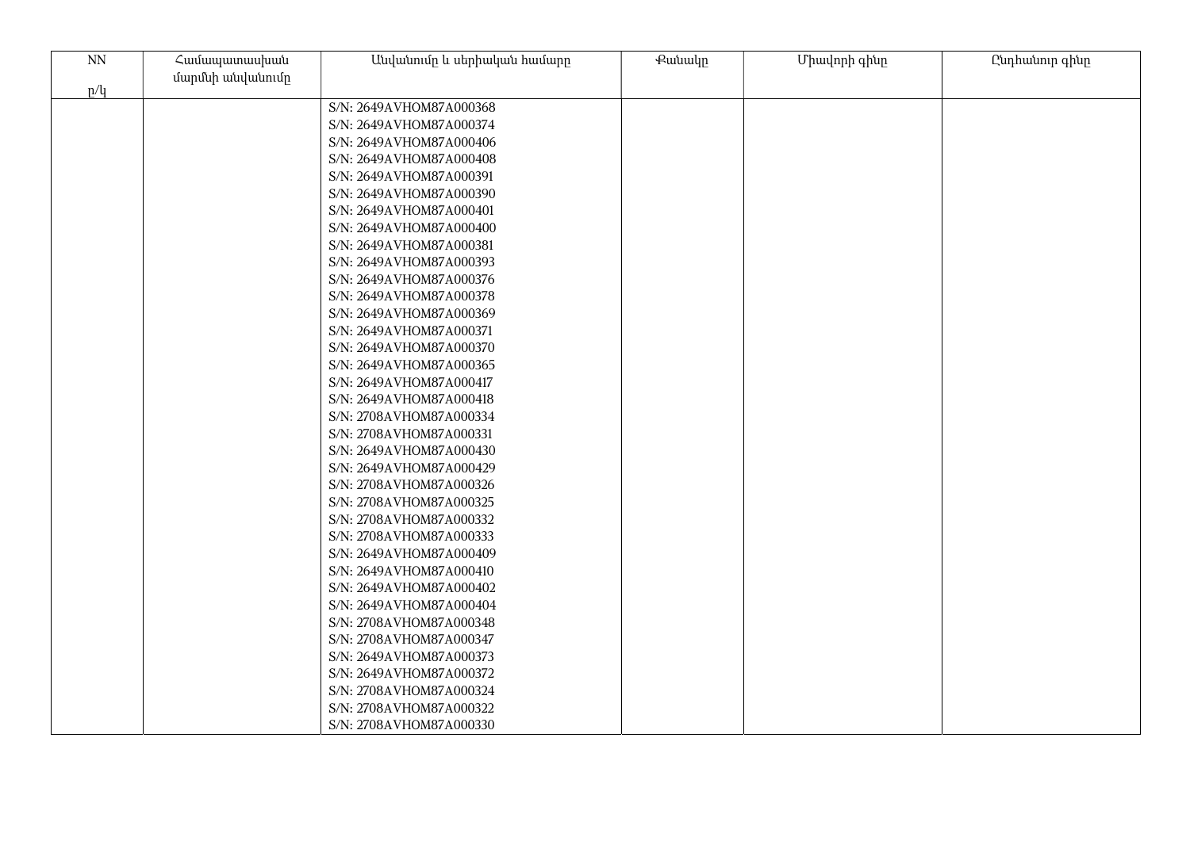| NN<br><br>ը/կ | Համապատասխան մարմնի անվանումը | Անվանումը և սերիական համարը | Քանակը | Միավորի գինը | Ընդհանուր գինը |
|---|---|---|---|---|---|
| | | S/N: 2649AVHOM87A000368<br>S/N: 2649AVHOM87A000374<br>S/N: 2649AVHOM87A000406<br>S/N: 2649AVHOM87A000408<br>S/N: 2649AVHOM87A000391<br>S/N: 2649AVHOM87A000390<br>S/N: 2649AVHOM87A000401<br>S/N: 2649AVHOM87A000400<br>S/N: 2649AVHOM87A000381<br>S/N: 2649AVHOM87A000393<br>S/N: 2649AVHOM87A000376<br>S/N: 2649AVHOM87A000378<br>S/N: 2649AVHOM87A000369<br>S/N: 2649AVHOM87A000371<br>S/N: 2649AVHOM87A000370<br>S/N: 2649AVHOM87A000365<br>S/N: 2649AVHOM87A000417<br>S/N: 2649AVHOM87A000418<br>S/N: 2708AVHOM87A000334<br>S/N: 2708AVHOM87A000331<br>S/N: 2649AVHOM87A000430<br>S/N: 2649AVHOM87A000429<br>S/N: 2708AVHOM87A000326<br>S/N: 2708AVHOM87A000325<br>S/N: 2708AVHOM87A000332<br>S/N: 2708AVHOM87A000333<br>S/N: 2649AVHOM87A000409<br>S/N: 2649AVHOM87A000410<br>S/N: 2649AVHOM87A000402<br>S/N: 2649AVHOM87A000404<br>S/N: 2708AVHOM87A000348<br>S/N: 2708AVHOM87A000347<br>S/N: 2649AVHOM87A000373<br>S/N: 2649AVHOM87A000372<br>S/N: 2708AVHOM87A000324<br>S/N: 2708AVHOM87A000322<br>S/N: 2708AVHOM87A000330 | | | |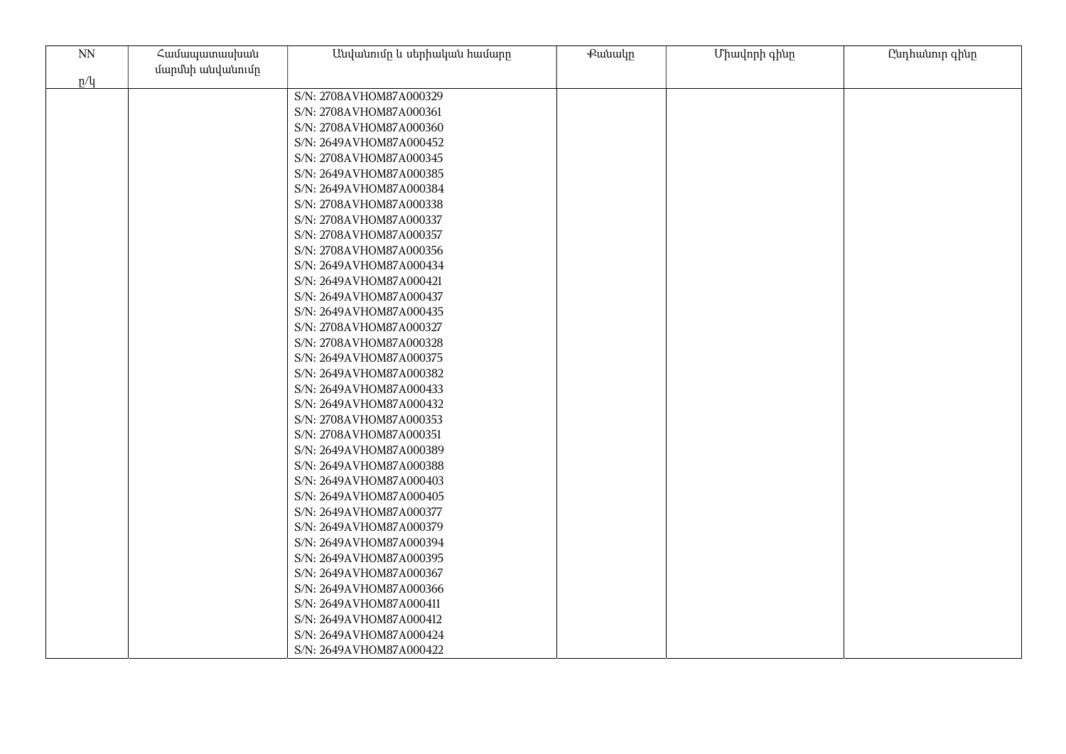| NN<br>ը/կ | Համապատասխան մարմնի անվանումը | Անվանումը և սերիական համարը | Քանակը | Միավորի գինը | Ընդհանուր գինը |
|---|---|---|---|---|---|
| | | S/N: 2708AVHOM87A000329 | | | |
| | | S/N: 2708AVHOM87A000361 | | | |
| | | S/N: 2708AVHOM87A000360 | | | |
| | | S/N: 2649AVHOM87A000452 | | | |
| | | S/N: 2708AVHOM87A000345 | | | |
| | | S/N: 2649AVHOM87A000385 | | | |
| | | S/N: 2649AVHOM87A000384 | | | |
| | | S/N: 2708AVHOM87A000338 | | | |
| | | S/N: 2708AVHOM87A000337 | | | |
| | | S/N: 2708AVHOM87A000357 | | | |
| | | S/N: 2708AVHOM87A000356 | | | |
| | | S/N: 2649AVHOM87A000434 | | | |
| | | S/N: 2649AVHOM87A000421 | | | |
| | | S/N: 2649AVHOM87A000437 | | | |
| | | S/N: 2649AVHOM87A000435 | | | |
| | | S/N: 2708AVHOM87A000327 | | | |
| | | S/N: 2708AVHOM87A000328 | | | |
| | | S/N: 2649AVHOM87A000375 | | | |
| | | S/N: 2649AVHOM87A000382 | | | |
| | | S/N: 2649AVHOM87A000433 | | | |
| | | S/N: 2649AVHOM87A000432 | | | |
| | | S/N: 2708AVHOM87A000353 | | | |
| | | S/N: 2708AVHOM87A000351 | | | |
| | | S/N: 2649AVHOM87A000389 | | | |
| | | S/N: 2649AVHOM87A000388 | | | |
| | | S/N: 2649AVHOM87A000403 | | | |
| | | S/N: 2649AVHOM87A000405 | | | |
| | | S/N: 2649AVHOM87A000377 | | | |
| | | S/N: 2649AVHOM87A000379 | | | |
| | | S/N: 2649AVHOM87A000394 | | | |
| | | S/N: 2649AVHOM87A000395 | | | |
| | | S/N: 2649AVHOM87A000367 | | | |
| | | S/N: 2649AVHOM87A000366 | | | |
| | | S/N: 2649AVHOM87A000411 | | | |
| | | S/N: 2649AVHOM87A000412 | | | |
| | | S/N: 2649AVHOM87A000424 | | | |
| | | S/N: 2649AVHOM87A000422 | | | |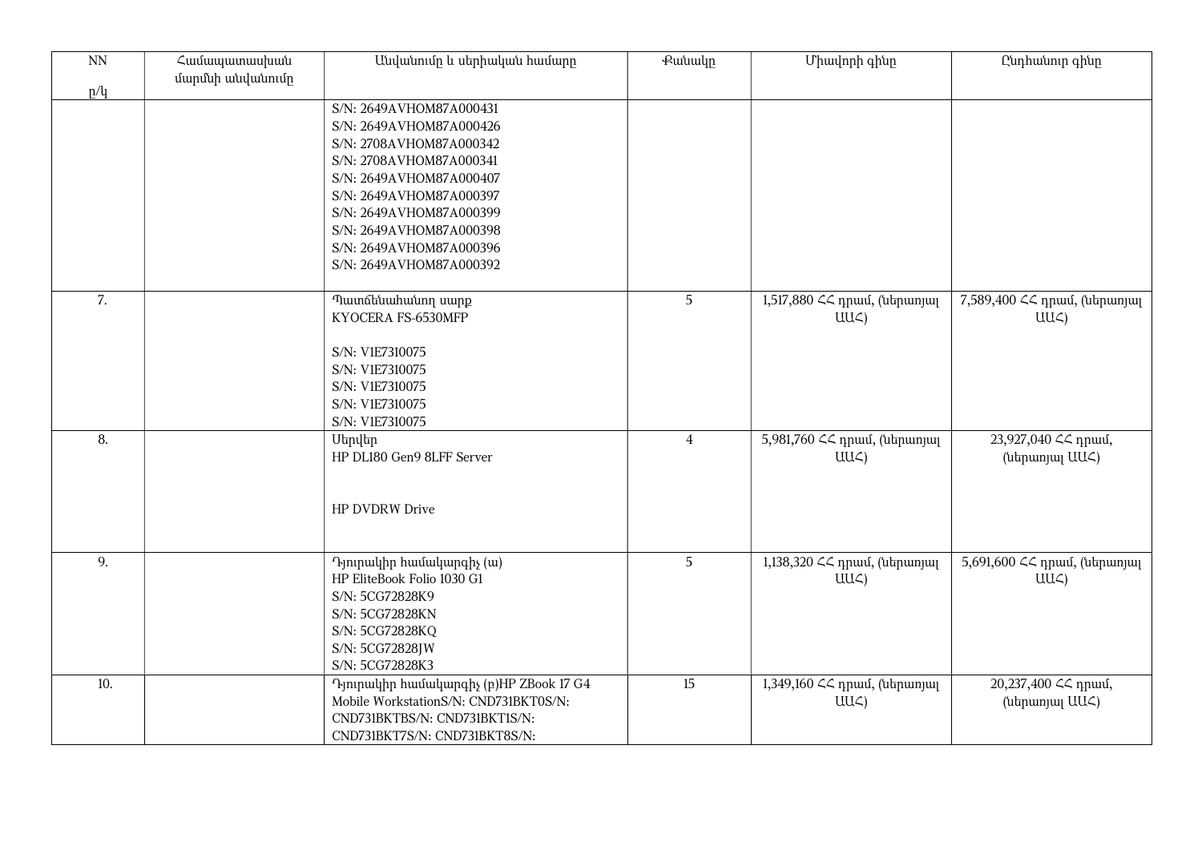| NN<br><br>ը/կ | Համապատասխան մարմնի անվանումը | Անվանումը և սերիական համարը | Քանակը | Միավորի գինը | Ընդհանուր գինը |
|---|---|---|---|---|---|
| | | S/N: 2649AVHOM87A000431<br>S/N: 2649AVHOM87A000426<br>S/N: 2708AVHOM87A000342<br>S/N: 2708AVHOM87A000341<br>S/N: 2649AVHOM87A000407<br>S/N: 2649AVHOM87A000397<br>S/N: 2649AVHOM87A000399<br>S/N: 2649AVHOM87A000398<br>S/N: 2649AVHOM87A000396<br>S/N: 2649AVHOM87A000392 | | | |
| 7. | | Պատճենահանող սարք<br>KYOCERA FS-6530MFP<br><br>S/N: V1E7310075<br>S/N: V1E7310075<br>S/N: V1E7310075<br>S/N: V1E7310075<br>S/N: V1E7310075 | 5 | 1,517,880 ՀՀ դրամ, (ներառյալ ԱԱՀ) | 7,589,400 ՀՀ դրամ, (ներառյալ ԱԱՀ) |
| 8. | | Սերվեր<br>HP DL180 Gen9 8LFF Server<br><br><br>HP DVDRW Drive | 4 | 5,981,760 ՀՀ դրամ, (ներառյալ ԱԱՀ) | 23,927,040 ՀՀ դրամ, (ներառյալ ԱԱՀ) |
| 9. | | Դյուրակիր համակարգիչ (ա)<br>HP EliteBook Folio 1030 G1<br>S/N: 5CG72828K9<br>S/N: 5CG72828KN<br>S/N: 5CG72828KQ<br>S/N: 5CG72828JW<br>S/N: 5CG72828K3 | 5 | 1,138,320 ՀՀ դրամ, (ներառյալ ԱԱՀ) | 5,691,600 ՀՀ դրամ, (ներառյալ ԱԱՀ) |
| 10. | | Դյուրակիր համակարգիչ (բ)HP ZBook 17 G4 Mobile WorkstationS/N: CND731BKT0S/N: CND731BKTBS/N: CND731BKT1S/N: CND731BKT7S/N: CND731BKT8S/N: | 15 | 1,349,160 ՀՀ դրամ, (ներառյալ ԱԱՀ) | 20,237,400 ՀՀ դրամ, (ներառյալ ԱԱՀ) |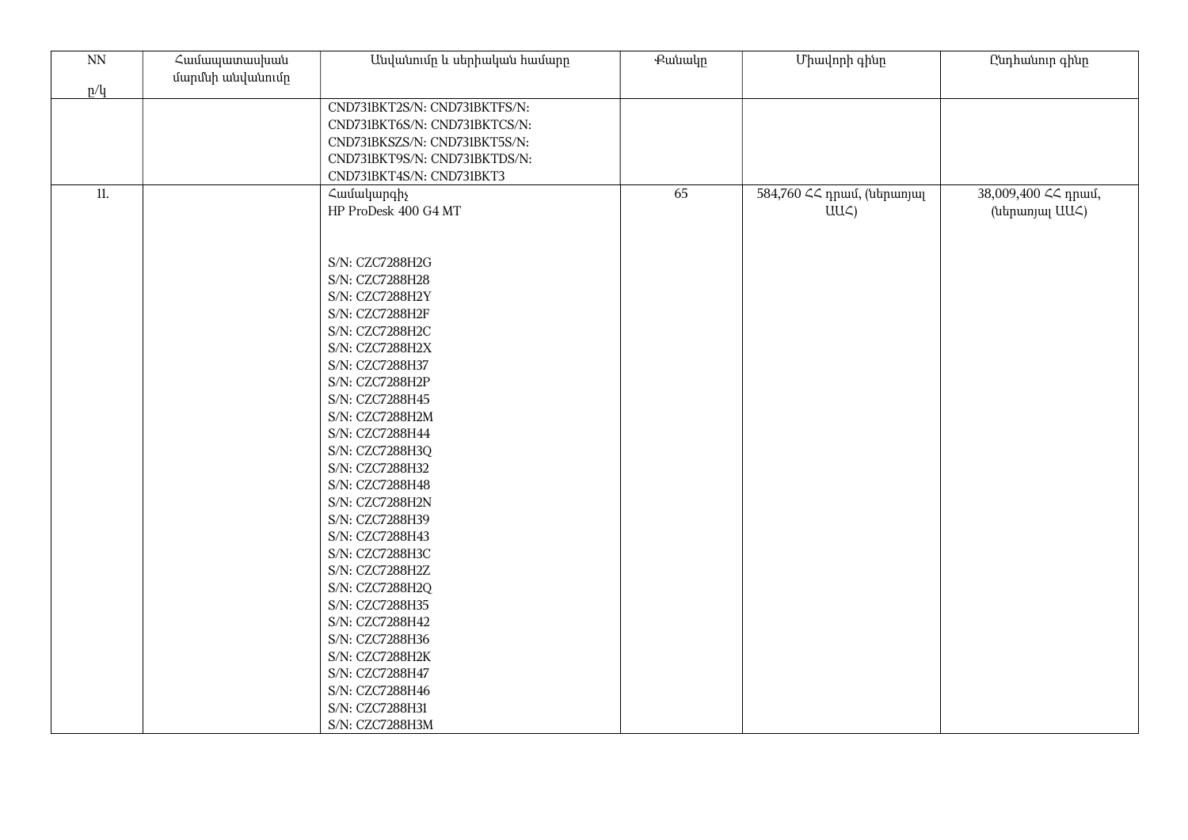| NN<br><br>ը/կ | Համապատասխան մարմնի անվանումը | Անվանումը և սերիական համարը | Քանակը | Միավորի գինը | Ընդհանուր գինը |
|---|---|---|---|---|---|
| | | CND731BKT2S/N: CND731BKTFS/N:<br>CND731BKT6S/N: CND731BKTCS/N:<br>CND731BKSZS/N: CND731BKT5S/N:<br>CND731BKT9S/N: CND731BKTDS/N:<br>CND731BKT4S/N: CND731BKT3 | | | |
| 11. | | Համակարգիչ<br>HP ProDesk 400 G4 MT<br><br><br>S/N: CZC7288H2G<br>S/N: CZC7288H28<br>S/N: CZC7288H2Y<br>S/N: CZC7288H2F<br>S/N: CZC7288H2C<br>S/N: CZC7288H2X<br>S/N: CZC7288H37<br>S/N: CZC7288H2P<br>S/N: CZC7288H45<br>S/N: CZC7288H2M<br>S/N: CZC7288H44<br>S/N: CZC7288H3Q<br>S/N: CZC7288H32<br>S/N: CZC7288H48<br>S/N: CZC7288H2N<br>S/N: CZC7288H39<br>S/N: CZC7288H43<br>S/N: CZC7288H3C<br>S/N: CZC7288H2Z<br>S/N: CZC7288H2Q<br>S/N: CZC7288H35<br>S/N: CZC7288H42<br>S/N: CZC7288H36<br>S/N: CZC7288H2K<br>S/N: CZC7288H47<br>S/N: CZC7288H46<br>S/N: CZC7288H31<br>S/N: CZC7288H3M | 65 | 584,760 ՀՀ դրամ, (ներառյալ ԱԱՀ) | 38,009,400 ՀՀ դրամ, (ներառյալ ԱԱՀ) |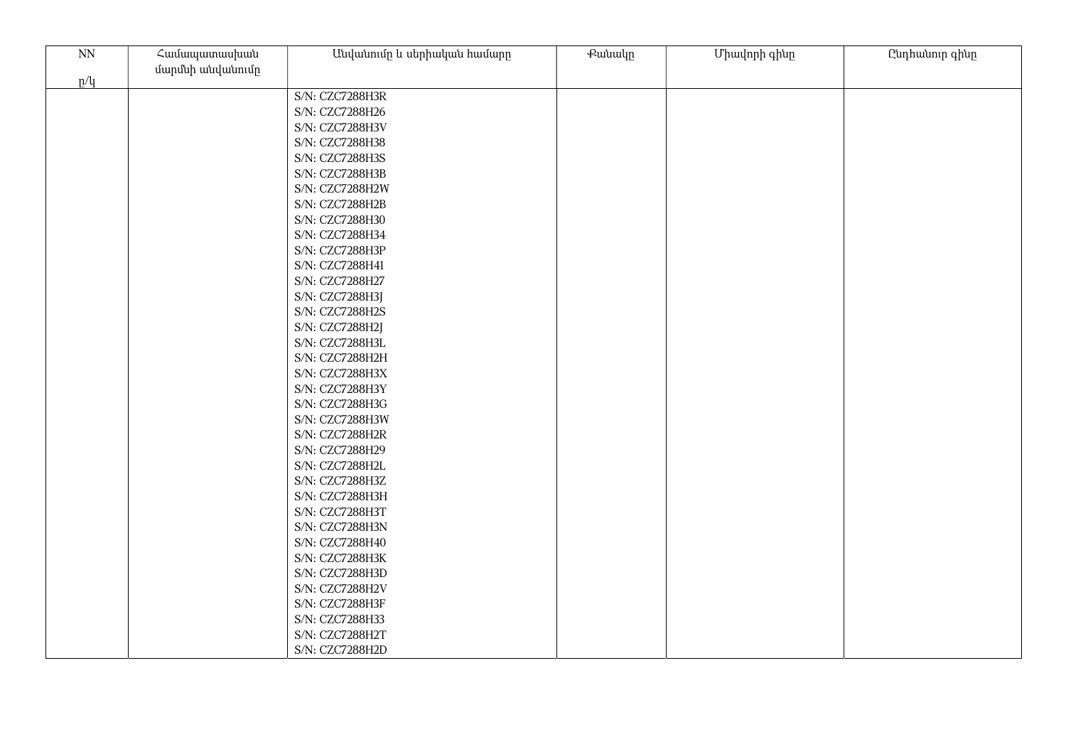| NN<br><br>ը/կ | Համապատասխան մարմնի անվանումը | Անվանումը և սերիական համարը | Քանակը | Միավորի գինը | Ընդհանուր գինը |
|---|---|---|---|---|---|
| | | S/N: CZC7288H3R<br>S/N: CZC7288H26<br>S/N: CZC7288H3V<br>S/N: CZC7288H38<br>S/N: CZC7288H3S<br>S/N: CZC7288H3B<br>S/N: CZC7288H2W<br>S/N: CZC7288H2B<br>S/N: CZC7288H30<br>S/N: CZC7288H34<br>S/N: CZC7288H3P<br>S/N: CZC7288H41<br>S/N: CZC7288H27<br>S/N: CZC7288H3J<br>S/N: CZC7288H2S<br>S/N: CZC7288H2J<br>S/N: CZC7288H3L<br>S/N: CZC7288H2H<br>S/N: CZC7288H3X<br>S/N: CZC7288H3Y<br>S/N: CZC7288H3G<br>S/N: CZC7288H3W<br>S/N: CZC7288H2R<br>S/N: CZC7288H29<br>S/N: CZC7288H2L<br>S/N: CZC7288H3Z<br>S/N: CZC7288H3H<br>S/N: CZC7288H3T<br>S/N: CZC7288H3N<br>S/N: CZC7288H40<br>S/N: CZC7288H3K<br>S/N: CZC7288H3D<br>S/N: CZC7288H2V<br>S/N: CZC7288H3F<br>S/N: CZC7288H33<br>S/N: CZC7288H2T<br>S/N: CZC7288H2D | | | |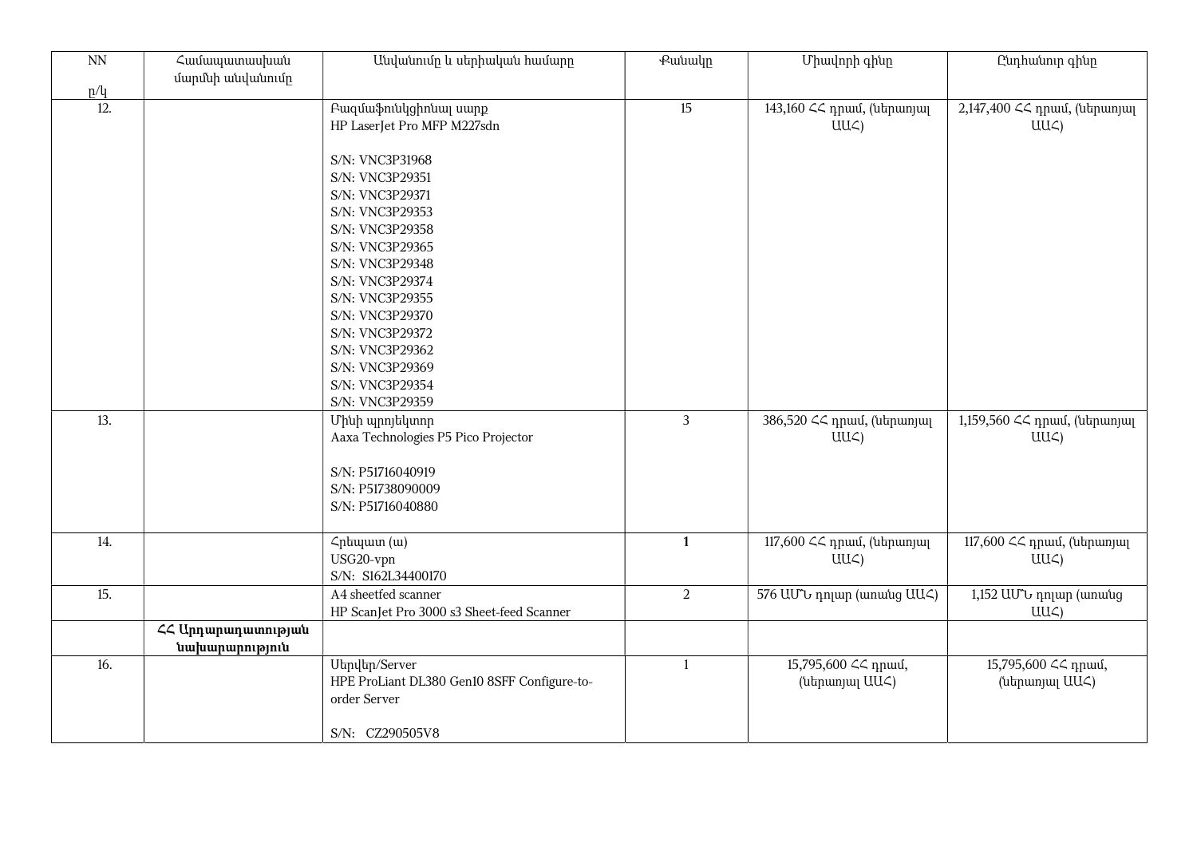| NN п/կ | Համապատասխան մարմնի անվանումը | Անվանումը և սերիական համարը | Քանակը | Միավորի գինը | Ընդհանուր գինը |
|---|---|---|---|---|---|
| 12. | | Բազմաֆունկցիոնալ սարք<br>HP LaserJet Pro MFP M227sdn<br><br>S/N: VNC3P31968<br>S/N: VNC3P29351<br>S/N: VNC3P29371<br>S/N: VNC3P29353<br>S/N: VNC3P29358<br>S/N: VNC3P29365<br>S/N: VNC3P29348<br>S/N: VNC3P29374<br>S/N: VNC3P29355<br>S/N: VNC3P29370<br>S/N: VNC3P29372<br>S/N: VNC3P29362<br>S/N: VNC3P29369<br>S/N: VNC3P29354<br>S/N: VNC3P29359 | 15 | 143,160 ՀՀ դրամ, (ներառյալ ԱԱՀ) | 2,147,400 ՀՀ դրամ, (ներառյալ ԱԱՀ) |
| 13. | | Մինի պրոյեկտոր<br>Aaxa Technologies P5 Pico Projector<br><br>S/N: P51716040919<br>S/N: P51738090009<br>S/N: P51716040880 | 3 | 386,520 ՀՀ դրամ, (ներառյալ ԱԱՀ) | 1,159,560 ՀՀ դրամ, (ներառյալ ԱԱՀ) |
| 14. | | Հրեպատ (ա)<br>USG20-vpn<br>S/N: S162L34400170 | **1** | 117,600 ՀՀ դրամ, (ներառյալ ԱԱՀ) | 117,600 ՀՀ դրամ, (ներառյալ ԱԱՀ) |
| 15. | | A4 sheetfed scanner<br>HP ScanJet Pro 3000 s3 Sheet-feed Scanner | 2 | 576 ԱՄՆ դոլար (առանց ԱԱՀ) | 1,152 ԱՄՆ դոլար (առանց ԱԱՀ) |
| | **ՀՀ Արդարադատության նախարարություն** | | | | |
| 16. | | Սերվեր/Server<br>HPE ProLiant DL380 Gen10 8SFF Configure-to-order Server<br><br>S/N: CZ290505V8 | 1 | 15,795,600 ՀՀ դրամ, (ներառյալ ԱԱՀ) | 15,795,600 ՀՀ դրամ, (ներառյալ ԱԱՀ) |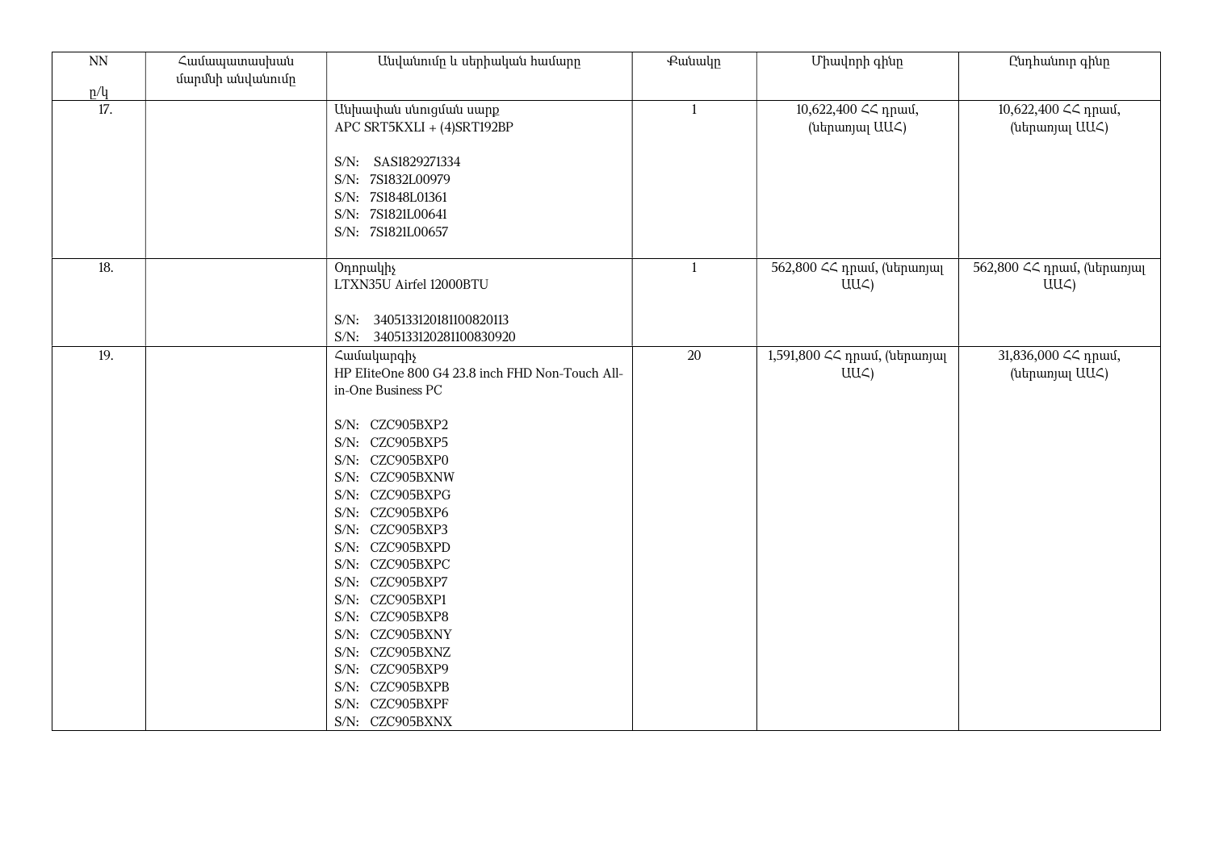| NN<br><br>ը/կ | Համապատասխան մարմնի անվանումը | Անվանումը և սերիական համարը | Քանակը | Միավորի գինը | Ընդհանուր գինը |
|---|---|---|---|---|---|
| 17. | | Անխափան սնուցման սարք<br>APC SRT5KXLI + (4)SRT192BP<br><br>S/N: SAS1829271334<br>S/N: 7S1832L00979<br>S/N: 7S1848L01361<br>S/N: 7S1821L00641<br>S/N: 7S1821L00657 | 1 | 10,622,400 ՀՀ դրամ, (ներառյալ ԱԱՀ) | 10,622,400 ՀՀ դրամ, (ներառյալ ԱԱՀ) |
| 18. | | Օդորակիչ<br>LTXN35U Airfel 12000BTU<br><br>S/N: 340513312018110082011З<br>S/N: 340513312028110083092О | 1 | 562,800 ՀՀ դրամ, (ներառյալ ԱԱՀ) | 562,800 ՀՀ դրամ, (ներառյալ ԱԱՀ) |
| 19. | | Համակարգիչ<br>HP EliteOne 800 G4 23.8 inch FHD Non-Touch All-in-One Business PC<br><br>S/N: CZC905BXP2<br>S/N: CZC905BXP5<br>S/N: CZC905BXP0<br>S/N: CZC905BXNW<br>S/N: CZC905BXPG<br>S/N: CZC905BXP6<br>S/N: CZC905BXP3<br>S/N: CZC905BXPD<br>S/N: CZC905BXPC<br>S/N: CZC905BXP7<br>S/N: CZC905BXP1<br>S/N: CZC905BXP8<br>S/N: CZC905BXNY<br>S/N: CZC905BXNZ<br>S/N: CZC905BXP9<br>S/N: CZC905BXPB<br>S/N: CZC905BXPF<br>S/N: CZC905BXNX | 20 | 1,591,800 ՀՀ դրամ, (ներառյալ ԱԱՀ) | 31,836,000 ՀՀ դրամ, (ներառյալ ԱԱՀ) |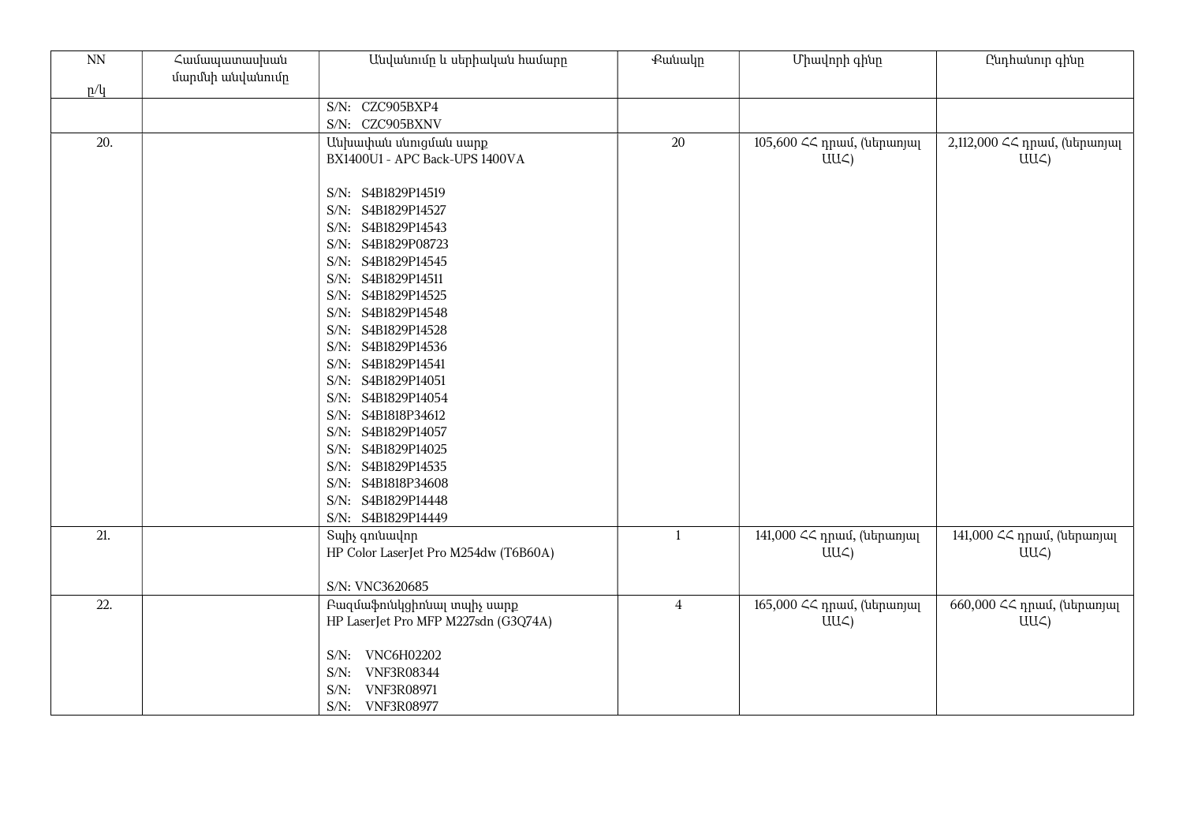| NN п/կ | Համապատասխան մարմնի անվանումը | Անվանումը և սերիական համարը | Քանակը | Միավորի գինը | Ընդհանուր գինը |
|---|---|---|---|---|---|
| | | S/N: CZC905BXP4<br>S/N: CZC905BXNV | | | |
| 20. | | Անխափան սնուցման սարք<br>BX1400U1 - APC Back-UPS 1400VA<br><br>S/N: S4B1829P14519<br>S/N: S4B1829P14527<br>S/N: S4B1829P14543<br>S/N: S4B1829P08723<br>S/N: S4B1829P14545<br>S/N: S4B1829P14511<br>S/N: S4B1829P14525<br>S/N: S4B1829P14548<br>S/N: S4B1829P14528<br>S/N: S4B1829P14536<br>S/N: S4B1829P14541<br>S/N: S4B1829P14051<br>S/N: S4B1829P14054<br>S/N: S4B1818P34612<br>S/N: S4B1829P14057<br>S/N: S4B1829P14025<br>S/N: S4B1829P14535<br>S/N: S4B1818P34608<br>S/N: S4B1829P14448<br>S/N: S4B1829P14449 | 20 | 105,600 ՀՀ դրամ, (ներառյալ ԱԱՀ) | 2,112,000 ՀՀ դրամ, (ներառյալ ԱԱՀ) |
| 21. | | Տպիչ գունավոր<br>HP Color LaserJet Pro M254dw (T6B60A)<br><br>S/N: VNC3620685 | 1 | 141,000 ՀՀ դրամ, (ներառյալ ԱԱՀ) | 141,000 ՀՀ դրամ, (ներառյալ ԱԱՀ) |
| 22. | | Բազմաֆունկցիոնալ տպիչ սարք<br>HP LaserJet Pro MFP M227sdn (G3Q74A)<br><br>S/N: VNC6H02202<br>S/N: VNF3R08344<br>S/N: VNF3R08971<br>S/N: VNF3R08977 | 4 | 165,000 ՀՀ դրամ, (ներառյալ ԱԱՀ) | 660,000 ՀՀ դրամ, (ներառյալ ԱԱՀ) |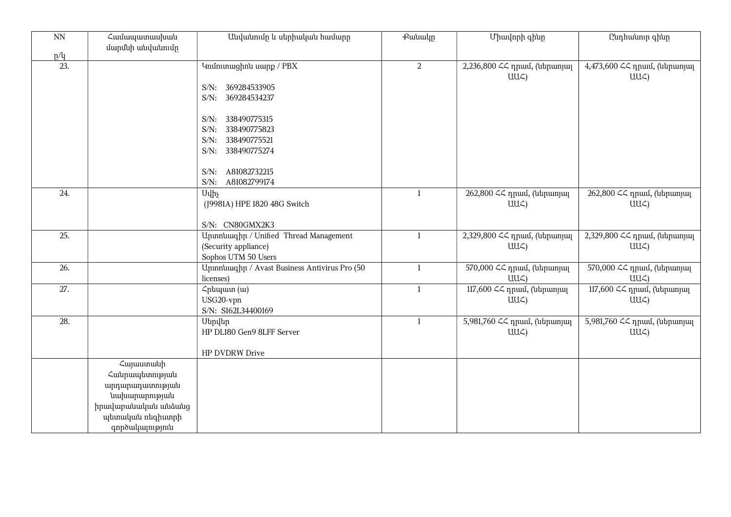| NN п/կ | Համապատասխան մարմնի անվանումը | Անվանումը և սերիական համարը | Քանակը | Միավորի գինը | Ընդհանուր գինը |
|---|---|---|---|---|---|
| 23. | | Կոմուտացիոն սարք / PBX<br><br>S/N: 369284533905<br>S/N: 369284534237<br><br>S/N: 338490775315<br>S/N: 338490775823<br>S/N: 338490775521<br>S/N: 338490775274<br><br>S/N: A81082732215<br>S/N: A81082799174 | 2 | 2,236,800 ՀՀ դրամ, (ներառյալ ԱԱՀ) | 4,473,600 ՀՀ դրամ, (ներառյալ ԱԱՀ) |
| 24. | | Սվիչ<br>(J9981A) HPE 1820 48G Switch<br><br>S/N: CN80GMX2K3 | 1 | 262,800 ՀՀ դրամ, (ներառյալ ԱԱՀ) | 262,800 ՀՀ դրամ, (ներառյալ ԱԱՀ) |
| 25. | | Արտոնագիր / Unified Thread Management (Security appliance)<br>Sophos UTM 50 Users | 1 | 2,329,800 ՀՀ դրամ, (ներառյալ ԱԱՀ) | 2,329,800 ՀՀ դրամ, (ներառյալ ԱԱՀ) |
| 26. | | Արտոնագիր / Avast Business Antivirus Pro (50 licenses) | 1 | 570,000 ՀՀ դրամ, (ներառյալ ԱԱՀ) | 570,000 ՀՀ դրամ, (ներառյալ ԱԱՀ) |
| 27. | | Հրեպատ (ա)<br>USG20-vpn<br>S/N: S162L34400169 | 1 | 117,600 ՀՀ դրամ, (ներառյալ ԱԱՀ) | 117,600 ՀՀ դրամ, (ներառյալ ԱԱՀ) |
| 28. | | Սերվեր<br>HP DL180 Gen9 8LFF Server<br><br>HP DVDRW Drive | 1 | 5,981,760 ՀՀ դրամ, (ներառյալ ԱԱՀ) | 5,981,760 ՀՀ դրամ, (ներառյալ ԱԱՀ) |
| | Հայաստանի Հանրապետության արդարադատության նախարարության իրավաբանական անձանց պետական ռեգիստրի գործակալություն | | | | |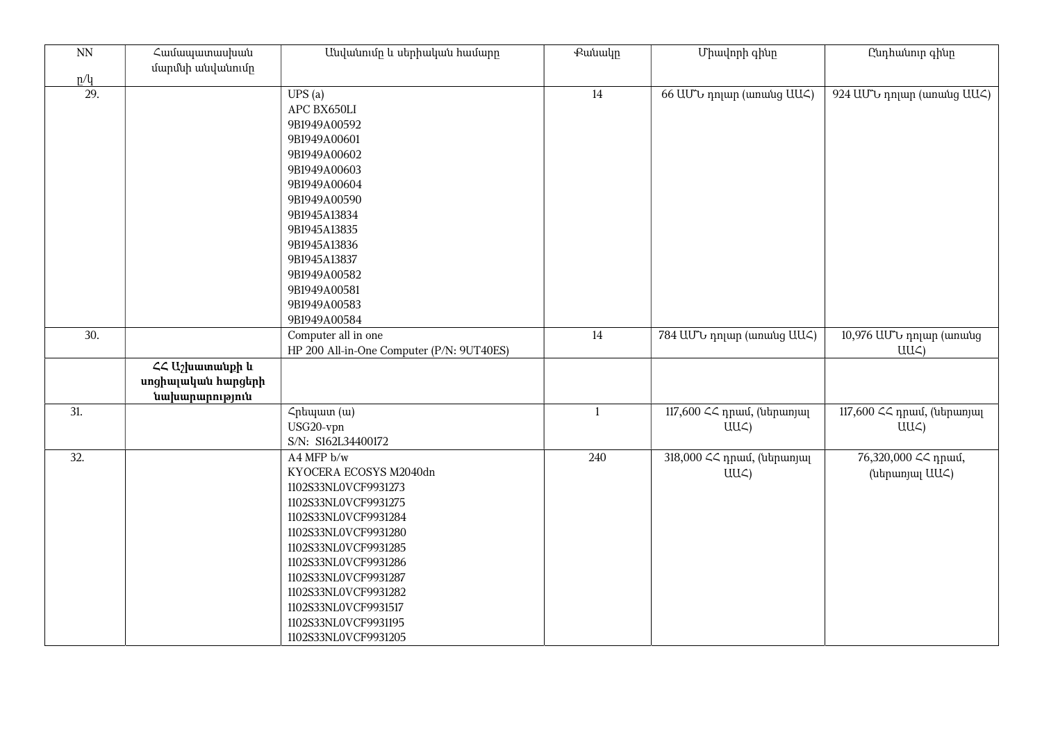| NN п/կ | Համապատասխան մարմնի անվանումը | Անվանումը և սերիական համարը | Քանակը | Միավորի գինը | Ընդհանուր գինը |
|---|---|---|---|---|---|
| 29. | | UPS (a)<br>APC BX650LI<br>9B1949A00592<br>9B1949A00601<br>9B1949A00602<br>9B1949A00603<br>9B1949A00604<br>9B1949A00590<br>9B1945A13834<br>9B1945A13835<br>9B1945A13836<br>9B1945A13837<br>9B1949A00582<br>9B1949A00581<br>9B1949A00583<br>9B1949A00584 | 14 | 66 ԱՄՆ դոլար (առանց ԱԱՀ) | 924 ԱՄՆ դոլար (առանց ԱԱՀ) |
| 30. | | Computer all in one<br>HP 200 All-in-One Computer (P/N: 9UT40ES) | 14 | 784 ԱՄՆ դոլար (առանց ԱԱՀ) | 10,976 ԱՄՆ դոլար (առանց ԱԱՀ) |
| | **ՀՀ Աշխատանքի և սոցիալական հարցերի նախարարություն** | | | | |
| 31. | | Հրեպատ (ա)<br>USG20-vpn<br>S/N: S162L34400172 | 1 | 117,600 ՀՀ դրամ, (ներառյալ ԱԱՀ) | 117,600 ՀՀ դրամ, (ներառյալ ԱԱՀ) |
| 32. | | A4 MFP b/w<br>KYOCERA ECOSYS M2040dn<br>1102S33NL0VCF9931273<br>1102S33NL0VCF9931275<br>1102S33NL0VCF9931284<br>1102S33NL0VCF9931280<br>1102S33NL0VCF9931285<br>1102S33NL0VCF9931286<br>1102S33NL0VCF9931287<br>1102S33NL0VCF9931282<br>1102S33NL0VCF9931517<br>1102S33NL0VCF9931195<br>1102S33NL0VCF9931205 | 240 | 318,000 ՀՀ դրամ, (ներառյալ ԱԱՀ) | 76,320,000 ՀՀ դրամ, (ներառյալ ԱԱՀ) |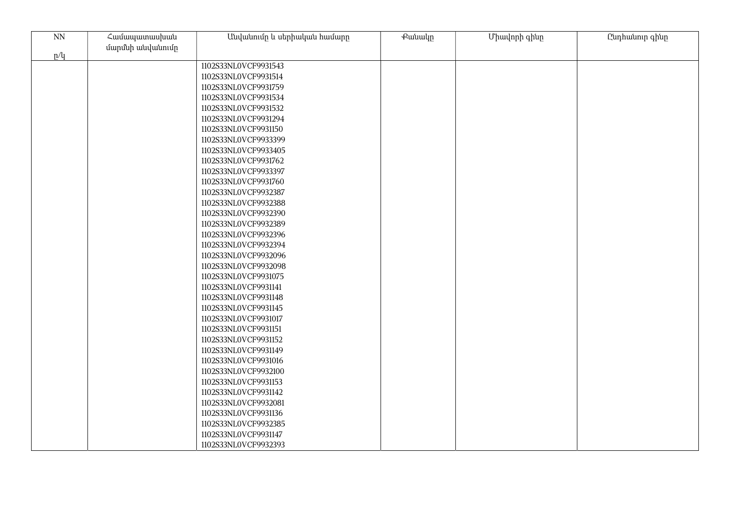| NN<br><br>ը/կ | Համապատասխան մարմնի անվանումը | Անվանումը և սերիական համարը | Քանակը | Միավորի գինը | Ընդհանուր գինը |
|---|---|---|---|---|---|
| | | 1102S33NL0VCF9931543<br>1102S33NL0VCF9931514<br>1102S33NL0VCF9931759<br>1102S33NL0VCF9931534<br>1102S33NL0VCF9931532<br>1102S33NL0VCF9931294<br>1102S33NL0VCF9931150<br>1102S33NL0VCF9933399<br>1102S33NL0VCF9933405<br>1102S33NL0VCF9931762<br>1102S33NL0VCF9933397<br>1102S33NL0VCF9931760<br>1102S33NL0VCF9932387<br>1102S33NL0VCF9932388<br>1102S33NL0VCF9932390<br>1102S33NL0VCF9932389<br>1102S33NL0VCF9932396<br>1102S33NL0VCF9932394<br>1102S33NL0VCF9932096<br>1102S33NL0VCF9932098<br>1102S33NL0VCF9931075<br>1102S33NL0VCF9931141<br>1102S33NL0VCF9931148<br>1102S33NL0VCF9931145<br>1102S33NL0VCF9931017<br>1102S33NL0VCF9931151<br>1102S33NL0VCF9931152<br>1102S33NL0VCF9931149<br>1102S33NL0VCF9931016<br>1102S33NL0VCF9932100<br>1102S33NL0VCF9931153<br>1102S33NL0VCF9931142<br>1102S33NL0VCF9932081<br>1102S33NL0VCF9931136<br>1102S33NL0VCF9932385<br>1102S33NL0VCF9931147<br>1102S33NL0VCF9932393 | | | |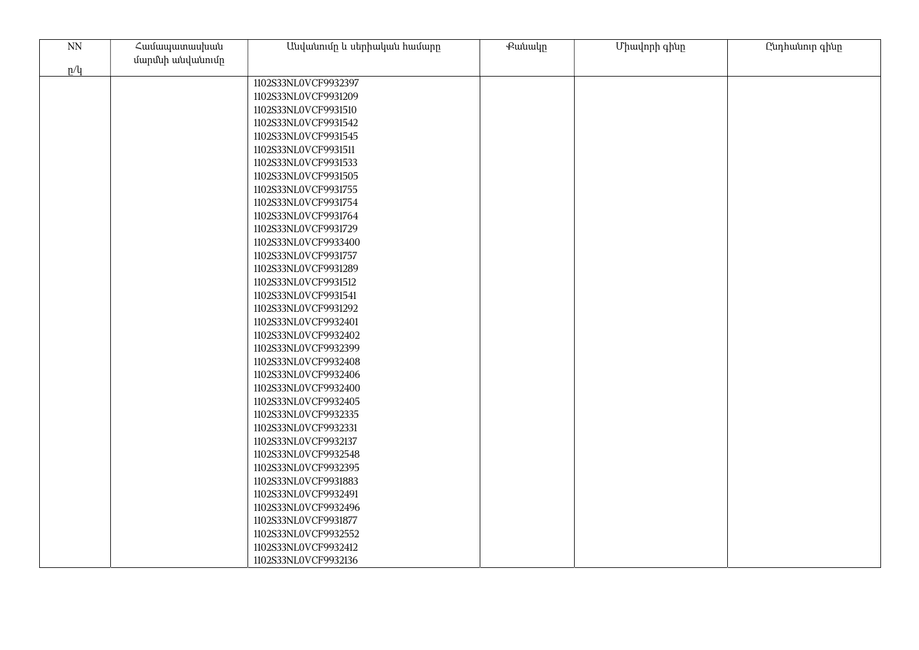| NN<br><br>ը/կ | Համապատասխան մարմնի անվանումը | Անվանումը և սերիական համարը | Քանակը | Միավորի գինը | Ընդհանուր գինը |
|---|---|---|---|---|---|
| | | 1102S33NL0VCF9932397<br>1102S33NL0VCF9931209<br>1102S33NL0VCF9931510<br>1102S33NL0VCF9931542<br>1102S33NL0VCF9931545<br>1102S33NL0VCF9931511<br>1102S33NL0VCF9931533<br>1102S33NL0VCF9931505<br>1102S33NL0VCF9931755<br>1102S33NL0VCF9931754<br>1102S33NL0VCF9931764<br>1102S33NL0VCF9931729<br>1102S33NL0VCF9933400<br>1102S33NL0VCF9931757<br>1102S33NL0VCF9931289<br>1102S33NL0VCF9931512<br>1102S33NL0VCF9931541<br>1102S33NL0VCF9931292<br>1102S33NL0VCF9932401<br>1102S33NL0VCF9932402<br>1102S33NL0VCF9932399<br>1102S33NL0VCF9932408<br>1102S33NL0VCF9932406<br>1102S33NL0VCF9932400<br>1102S33NL0VCF9932405<br>1102S33NL0VCF9932335<br>1102S33NL0VCF9932331<br>1102S33NL0VCF9932137<br>1102S33NL0VCF9932548<br>1102S33NL0VCF9932395<br>1102S33NL0VCF9931883<br>1102S33NL0VCF9932491<br>1102S33NL0VCF9932496<br>1102S33NL0VCF9931877<br>1102S33NL0VCF9932552<br>1102S33NL0VCF9932412<br>1102S33NL0VCF9932136 | | | |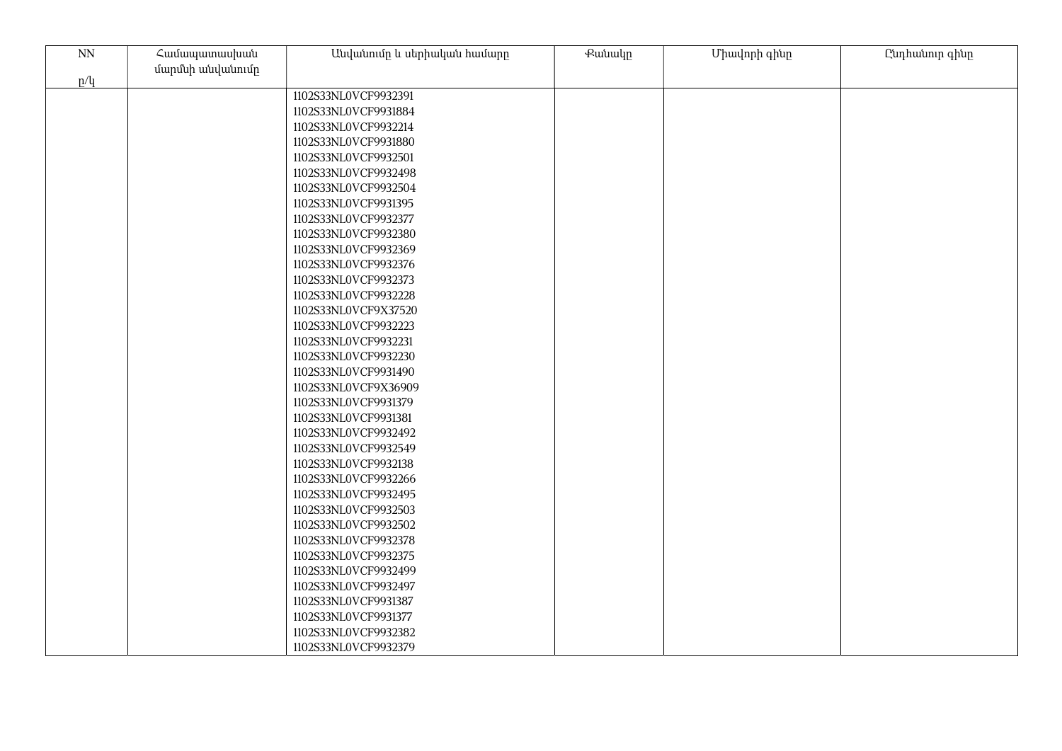| NN<br><br>ը/կ | Համապատասխան մարմնի անվանումը | Անվանումը և սերիական համարը | Քանակը | Միավորի գինը | Ընդհանուր գինը |
|---|---|---|---|---|---|
| | | 1102S33NL0VCF9932391<br>1102S33NL0VCF9931884<br>1102S33NL0VCF9932214<br>1102S33NL0VCF9931880<br>1102S33NL0VCF9932501<br>1102S33NL0VCF9932498<br>1102S33NL0VCF9932504<br>1102S33NL0VCF9931395<br>1102S33NL0VCF9932377<br>1102S33NL0VCF9932380<br>1102S33NL0VCF9932369<br>1102S33NL0VCF9932376<br>1102S33NL0VCF9932373<br>1102S33NL0VCF9932228<br>1102S33NL0VCF9X37520<br>1102S33NL0VCF9932223<br>1102S33NL0VCF9932231<br>1102S33NL0VCF9932230<br>1102S33NL0VCF9931490<br>1102S33NL0VCF9X36909<br>1102S33NL0VCF9931379<br>1102S33NL0VCF9931381<br>1102S33NL0VCF9932492<br>1102S33NL0VCF9932549<br>1102S33NL0VCF9932138<br>1102S33NL0VCF9932266<br>1102S33NL0VCF9932495<br>1102S33NL0VCF9932503<br>1102S33NL0VCF9932502<br>1102S33NL0VCF9932378<br>1102S33NL0VCF9932375<br>1102S33NL0VCF9932499<br>1102S33NL0VCF9932497<br>1102S33NL0VCF9931387<br>1102S33NL0VCF9931377<br>1102S33NL0VCF9932382<br>1102S33NL0VCF9932379 | | | |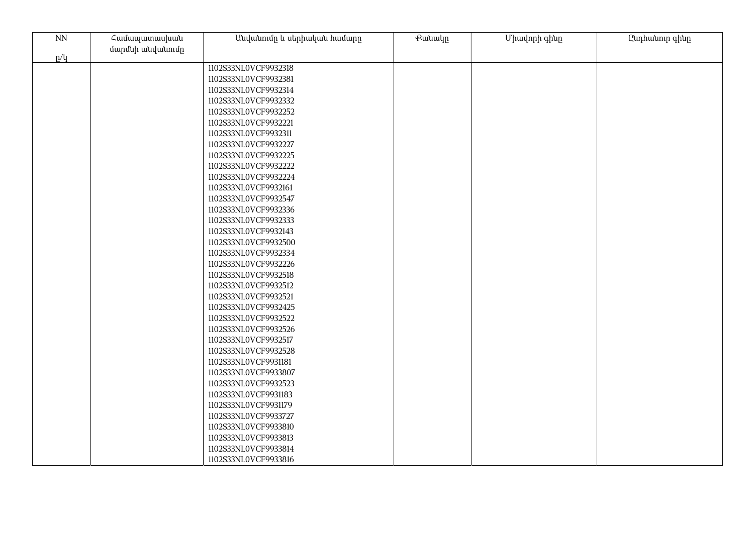| NN ը/կ | Համապատասխան մարմնի անվանումը | Անվանումը և սերիական համարը | Քանակը | Միավորի գինը | Ընդհանուր գինը |
|---|---|---|---|---|---|
| | | 1102S33NL0VCF9932318<br>1102S33NL0VCF9932381<br>1102S33NL0VCF9932314<br>1102S33NL0VCF9932332<br>1102S33NL0VCF9932252<br>1102S33NL0VCF9932221<br>1102S33NL0VCF9932311<br>1102S33NL0VCF9932227<br>1102S33NL0VCF9932225<br>1102S33NL0VCF9932222<br>1102S33NL0VCF9932224<br>1102S33NL0VCF9932161<br>1102S33NL0VCF9932547<br>1102S33NL0VCF9932336<br>1102S33NL0VCF9932333<br>1102S33NL0VCF9932143<br>1102S33NL0VCF9932500<br>1102S33NL0VCF9932334<br>1102S33NL0VCF9932226<br>1102S33NL0VCF9932518<br>1102S33NL0VCF9932512<br>1102S33NL0VCF9932521<br>1102S33NL0VCF9932425<br>1102S33NL0VCF9932522<br>1102S33NL0VCF9932526<br>1102S33NL0VCF9932517<br>1102S33NL0VCF9932528<br>1102S33NL0VCF9931181<br>1102S33NL0VCF9933807<br>1102S33NL0VCF9932523<br>1102S33NL0VCF9931183<br>1102S33NL0VCF9931179<br>1102S33NL0VCF9933727<br>1102S33NL0VCF9933810<br>1102S33NL0VCF9933813<br>1102S33NL0VCF9933814<br>1102S33NL0VCF9933816 | | | |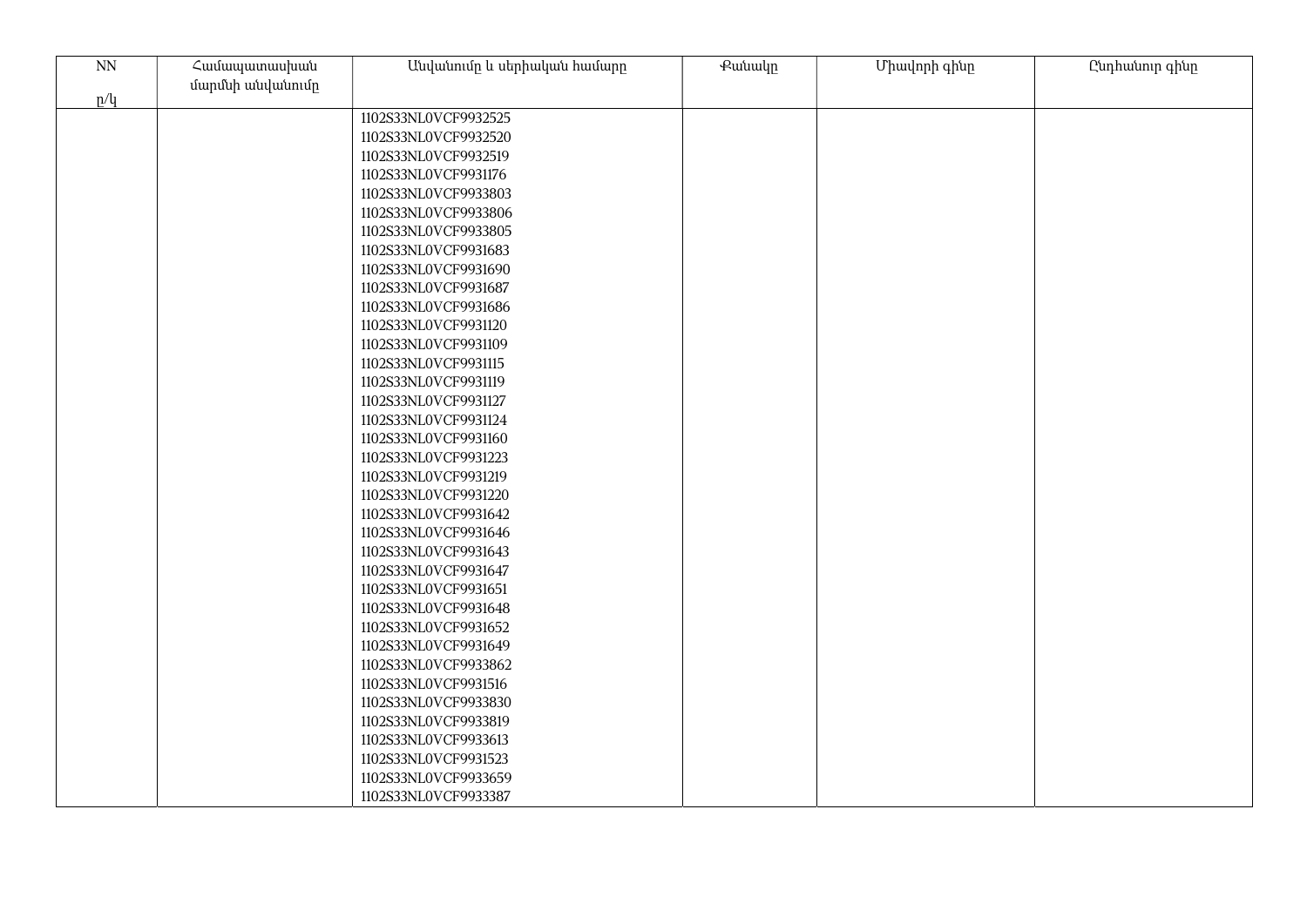| NN<br><br>ը/կ | Համապատասխան մարմնի անվանումը | Անվանումը և սերիական համարը | Քանակը | Միավորի գինը | Ընդհանուր գինը |
|---|---|---|---|---|---|
| | | 1102S33NL0VCF9932525<br>1102S33NL0VCF9932520<br>1102S33NL0VCF9932519<br>1102S33NL0VCF9931176<br>1102S33NL0VCF9933803<br>1102S33NL0VCF9933806<br>1102S33NL0VCF9933805<br>1102S33NL0VCF9931683<br>1102S33NL0VCF9931690<br>1102S33NL0VCF9931687<br>1102S33NL0VCF9931686<br>1102S33NL0VCF9931120<br>1102S33NL0VCF9931109<br>1102S33NL0VCF9931115<br>1102S33NL0VCF9931119<br>1102S33NL0VCF9931127<br>1102S33NL0VCF9931124<br>1102S33NL0VCF9931160<br>1102S33NL0VCF9931223<br>1102S33NL0VCF9931219<br>1102S33NL0VCF9931220<br>1102S33NL0VCF9931642<br>1102S33NL0VCF9931646<br>1102S33NL0VCF9931643<br>1102S33NL0VCF9931647<br>1102S33NL0VCF9931651<br>1102S33NL0VCF9931648<br>1102S33NL0VCF9931652<br>1102S33NL0VCF9931649<br>1102S33NL0VCF9933862<br>1102S33NL0VCF9931516<br>1102S33NL0VCF9933830<br>1102S33NL0VCF9933819<br>1102S33NL0VCF9933613<br>1102S33NL0VCF9931523<br>1102S33NL0VCF9933659<br>1102S33NL0VCF9933387 | | | |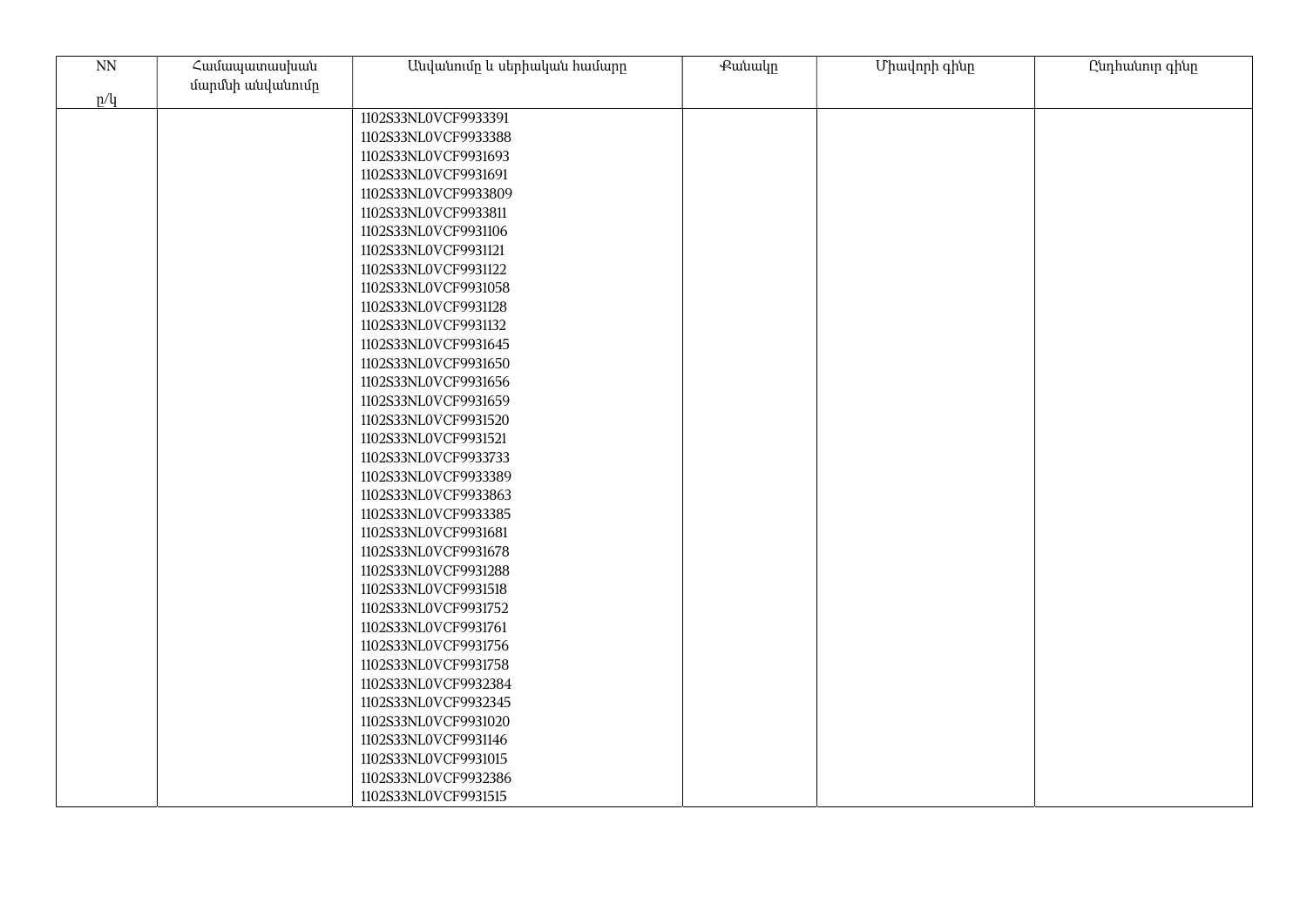| NN<br><br>ը/կ | Համապատասխան մարմնի անվանումը | Անվանումը և սերիական համարը | Քանակը | Միավորի գինը | Ընդհանուր գինը |
|---|---|---|---|---|---|
| | | 1102S33NL0VCF9933391<br>1102S33NL0VCF9933388<br>1102S33NL0VCF9931693<br>1102S33NL0VCF9931691<br>1102S33NL0VCF9933809<br>1102S33NL0VCF9933811<br>1102S33NL0VCF9931106<br>1102S33NL0VCF9931121<br>1102S33NL0VCF9931122<br>1102S33NL0VCF9931058<br>1102S33NL0VCF9931128<br>1102S33NL0VCF9931132<br>1102S33NL0VCF9931645<br>1102S33NL0VCF9931650<br>1102S33NL0VCF9931656<br>1102S33NL0VCF9931659<br>1102S33NL0VCF9931520<br>1102S33NL0VCF9931521<br>1102S33NL0VCF9933733<br>1102S33NL0VCF9933389<br>1102S33NL0VCF9933863<br>1102S33NL0VCF9933385<br>1102S33NL0VCF9931681<br>1102S33NL0VCF9931678<br>1102S33NL0VCF9931288<br>1102S33NL0VCF9931518<br>1102S33NL0VCF9931752<br>1102S33NL0VCF9931761<br>1102S33NL0VCF9931756<br>1102S33NL0VCF9931758<br>1102S33NL0VCF9932384<br>1102S33NL0VCF9932345<br>1102S33NL0VCF9931020<br>1102S33NL0VCF9931146<br>1102S33NL0VCF9931015<br>1102S33NL0VCF9932386<br>1102S33NL0VCF9931515 | | | |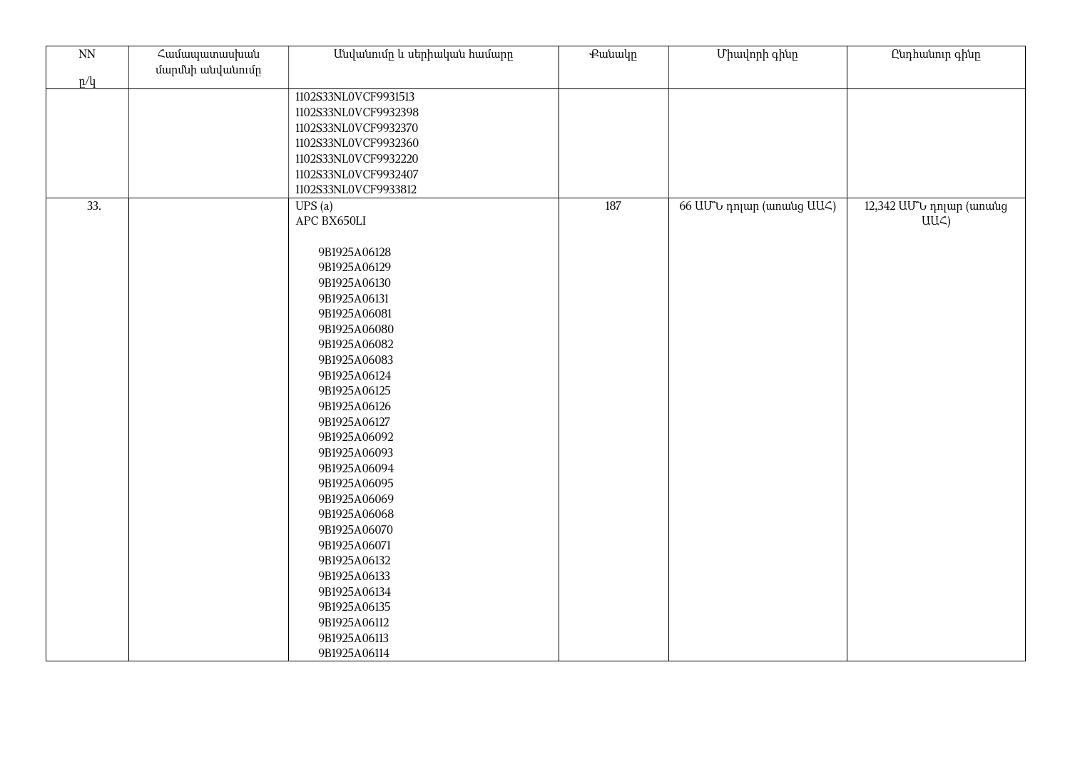| NN<br><br>ը/կ | Համապատասխան մարմնի անվանումը | Անվանումը և սերիական համարը | Քանակը | Միավորի գինը | Ընդհանուր գինը |
|---|---|---|---|---|---|
| | | 1102S33NL0VCF9931513<br>1102S33NL0VCF9932398<br>1102S33NL0VCF9932370<br>1102S33NL0VCF9932360<br>1102S33NL0VCF9932220<br>1102S33NL0VCF9932407<br>1102S33NL0VCF9933812 | | | |
| 33. | | UPS (a)<br>APC BX650LI<br><br>9B1925A06128<br>9B1925A06129<br>9B1925A06130<br>9B1925A06131<br>9B1925A06081<br>9B1925A06080<br>9B1925A06082<br>9B1925A06083<br>9B1925A06124<br>9B1925A06125<br>9B1925A06126<br>9B1925A06127<br>9B1925A06092<br>9B1925A06093<br>9B1925A06094<br>9B1925A06095<br>9B1925A06069<br>9B1925A06068<br>9B1925A06070<br>9B1925A06071<br>9B1925A06132<br>9B1925A06133<br>9B1925A06134<br>9B1925A06135<br>9B1925A06112<br>9B1925A06113<br>9B1925A06114 | 187 | 66 ԱՄՆ դոլար (առանց ԱԱՀ) | 12,342 ԱՄՆ դոլար (առանց ԱԱՀ) |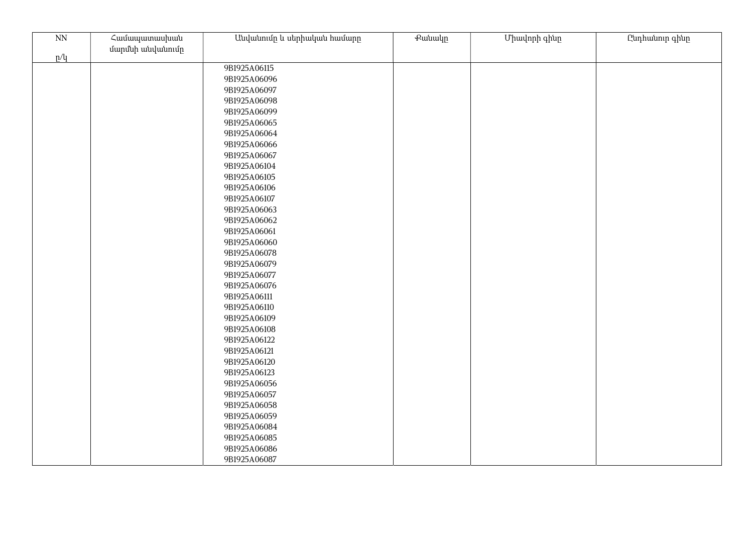| NN<br><br>ը/կ | Համապատասխան մարմնի անվանումը | Անվանումը և սերիական համարը | Քանակը | Միավորի գինը | Ընդհանուր գինը |
|---|---|---|---|---|---|
| | | 9B1925A06115<br>9B1925A06096<br>9B1925A06097<br>9B1925A06098<br>9B1925A06099<br>9B1925A06065<br>9B1925A06064<br>9B1925A06066<br>9B1925A06067<br>9B1925A06104<br>9B1925A06105<br>9B1925A06106<br>9B1925A06107<br>9B1925A06063<br>9B1925A06062<br>9B1925A06061<br>9B1925A06060<br>9B1925A06078<br>9B1925A06079<br>9B1925A06077<br>9B1925A06076<br>9B1925A06111<br>9B1925A06110<br>9B1925A06109<br>9B1925A06108<br>9B1925A06122<br>9B1925A06121<br>9B1925A06120<br>9B1925A06123<br>9B1925A06056<br>9B1925A06057<br>9B1925A06058<br>9B1925A06059<br>9B1925A06084<br>9B1925A06085<br>9B1925A06086<br>9B1925A06087 | | | |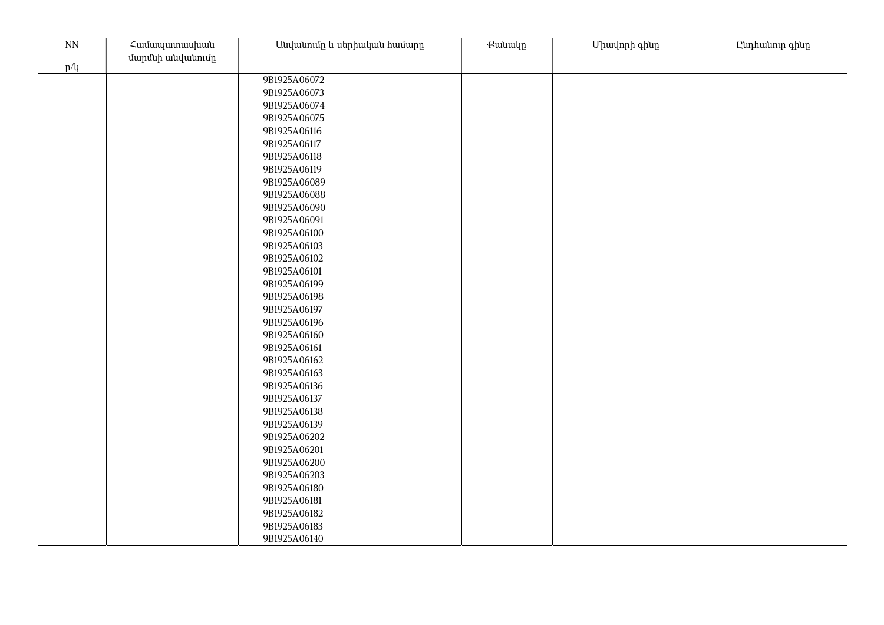| NN<br><br>ը/կ | Համապատասխան մարմնի անվանումը | Անվանումը և սերիական համարը | Քանակը | Միավորի գինը | Ընդհանուր գինը |
|---|---|---|---|---|---|
| | | 9B1925A06072<br>9B1925A06073<br>9B1925A06074<br>9B1925A06075<br>9B1925A06116<br>9B1925A06117<br>9B1925A06118<br>9B1925A06119<br>9B1925A06089<br>9B1925A06088<br>9B1925A06090<br>9B1925A06091<br>9B1925A06100<br>9B1925A06103<br>9B1925A06102<br>9B1925A06101<br>9B1925A06199<br>9B1925A06198<br>9B1925A06197<br>9B1925A06196<br>9B1925A06160<br>9B1925A06161<br>9B1925A06162<br>9B1925A06163<br>9B1925A06136<br>9B1925A06137<br>9B1925A06138<br>9B1925A06139<br>9B1925A06202<br>9B1925A06201<br>9B1925A06200<br>9B1925A06203<br>9B1925A06180<br>9B1925A06181<br>9B1925A06182<br>9B1925A06183<br>9B1925A06140 | | | |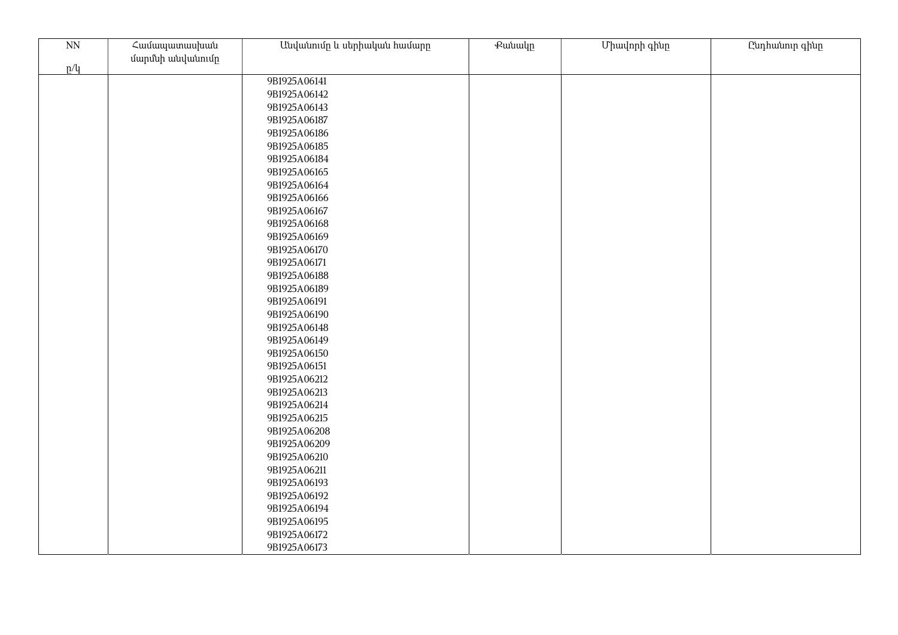| NN<br><br>ը/կ | Համապատասխան մարմնի անվանումը | Անվանումը և սերիական համարը | Քանակը | Միավորի գինը | Ընդհանուր գինը |
|---|---|---|---|---|---|
| | | 9B1925A06141<br>9B1925A06142<br>9B1925A06143<br>9B1925A06187<br>9B1925A06186<br>9B1925A06185<br>9B1925A06184<br>9B1925A06165<br>9B1925A06164<br>9B1925A06166<br>9B1925A06167<br>9B1925A06168<br>9B1925A06169<br>9B1925A06170<br>9B1925A06171<br>9B1925A06188<br>9B1925A06189<br>9B1925A06191<br>9B1925A06190<br>9B1925A06148<br>9B1925A06149<br>9B1925A06150<br>9B1925A06151<br>9B1925A06212<br>9B1925A06213<br>9B1925A06214<br>9B1925A06215<br>9B1925A06208<br>9B1925A06209<br>9B1925A06210<br>9B1925A06211<br>9B1925A06193<br>9B1925A06192<br>9B1925A06194<br>9B1925A06195<br>9B1925A06172<br>9B1925A06173 | | | |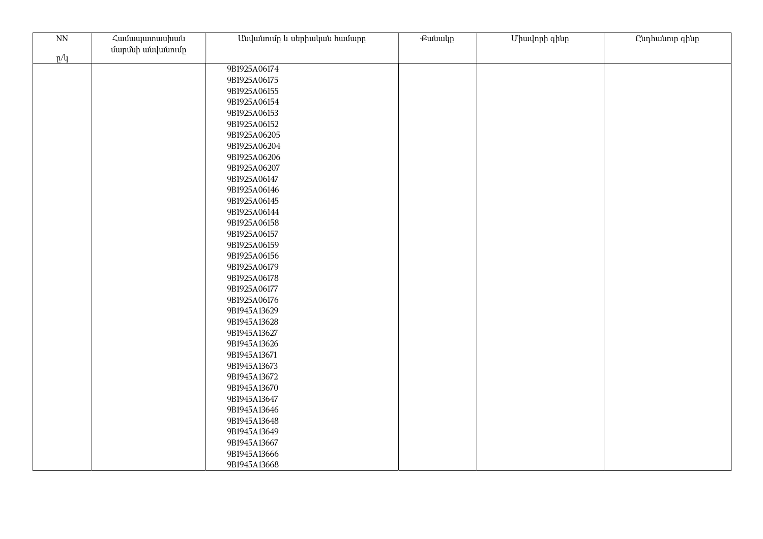| NN<br>ը/կ | Համապատասխան մարմնի անվանումը | Անվանումը և սերիական համարը | Քանակը | Միավորի գինը | Ընդհանուր գինը |
|---|---|---|---|---|---|
| | | 9B1925A06174<br>9B1925A06175<br>9B1925A06155<br>9B1925A06154<br>9B1925A06153<br>9B1925A06152<br>9B1925A06205<br>9B1925A06204<br>9B1925A06206<br>9B1925A06207<br>9B1925A06147<br>9B1925A06146<br>9B1925A06145<br>9B1925A06144<br>9B1925A06158<br>9B1925A06157<br>9B1925A06159<br>9B1925A06156<br>9B1925A06179<br>9B1925A06178<br>9B1925A06177<br>9B1925A06176<br>9B1945A13629<br>9B1945A13628<br>9B1945A13627<br>9B1945A13626<br>9B1945A13671<br>9B1945A13673<br>9B1945A13672<br>9B1945A13670<br>9B1945A13647<br>9B1945A13646<br>9B1945A13648<br>9B1945A13649<br>9B1945A13667<br>9B1945A13666<br>9B1945A13668 | | | |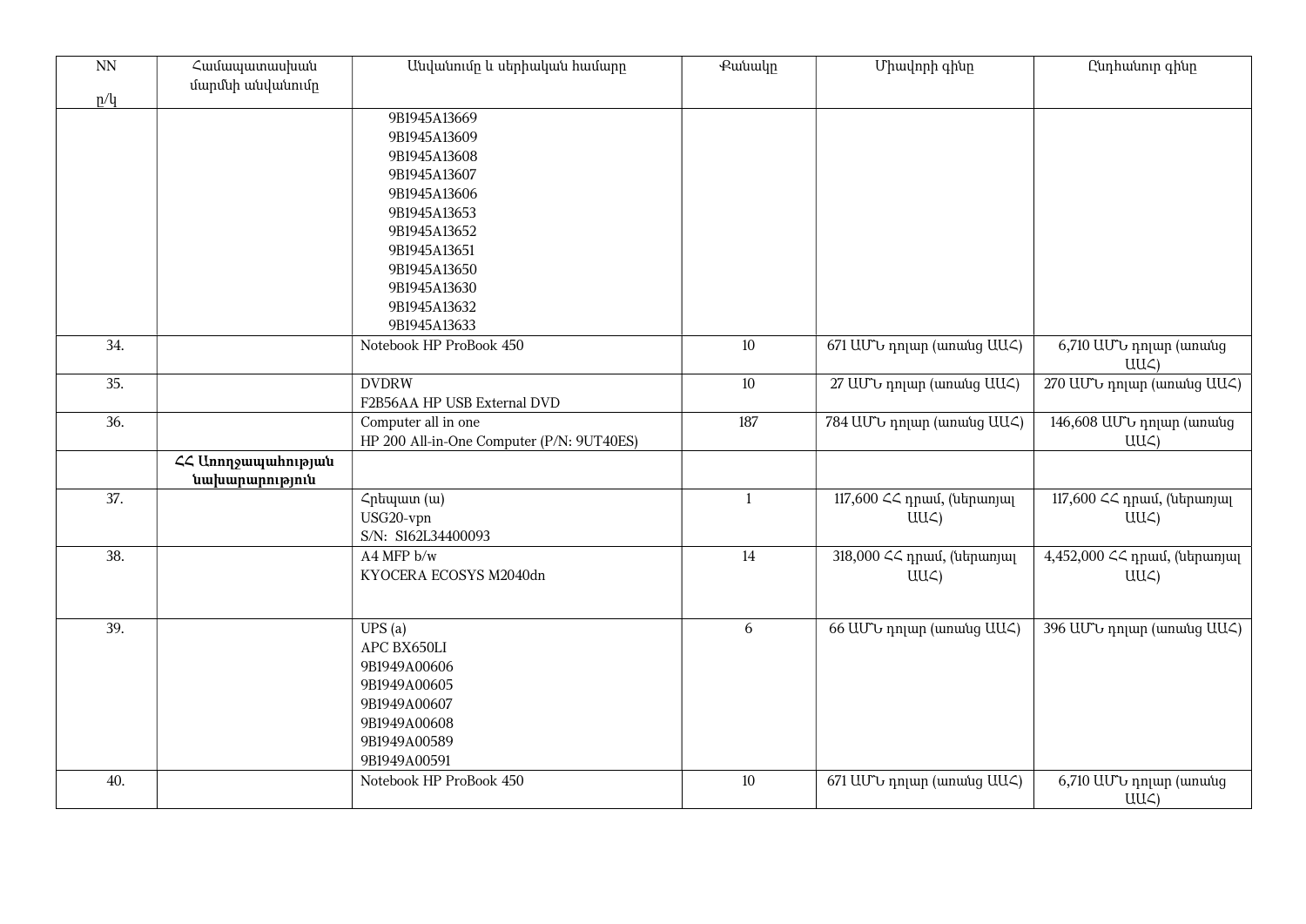| NN<br><br>ը/կ | Համապատասխան մարմնի անվանումը | Անվանումը և սերիական համարը | Քանակը | Միավորի գինը | Ընդհանուր գինը |
|---|---|---|---|---|---|
| | | 9B1945A13669<br>9B1945A13609<br>9B1945A13608<br>9B1945A13607<br>9B1945A13606<br>9B1945A13653<br>9B1945A13652<br>9B1945A13651<br>9B1945A13650<br>9B1945A13630<br>9B1945A13632<br>9B1945A13633 | | | |
| 34. | | Notebook HP ProBook 450 | 10 | 671 ԱՄՆ դոլար (առանց ԱԱՀ) | 6,710 ԱՄՆ դոլար (առանց ԱԱՀ) |
| 35. | | DVDRW<br>F2B56AA HP USB External DVD | 10 | 27 ԱՄՆ դոլար (առանց ԱԱՀ) | 270 ԱՄՆ դոլար (առանց ԱԱՀ) |
| 36. | | Computer all in one<br>HP 200 All-in-One Computer (P/N: 9UT40ES) | 187 | 784 ԱՄՆ դոլար (առանց ԱԱՀ) | 146,608 ԱՄՆ դոլար (առանց ԱԱՀ) |
| | **ՀՀ Առողջապահության նախարարություն** | | | | |
| 37. | | Հրեպատ (ա)<br>USG20-vpn<br>S/N: S162L34400093 | 1 | 117,600 ՀՀ դրամ, (ներառյալ ԱԱՀ) | 117,600 ՀՀ դրամ, (ներառյալ ԱԱՀ) |
| 38. | | A4 MFP b/w<br>KYOCERA ECOSYS M2040dn | 14 | 318,000 ՀՀ դրամ, (ներառյալ ԱԱՀ) | 4,452,000 ՀՀ դրամ, (ներառյալ ԱԱՀ) |
| 39. | | UPS (a)<br>APC BX650LI<br>9B1949A00606<br>9B1949A00605<br>9B1949A00607<br>9B1949A00608<br>9B1949A00589<br>9B1949A00591 | 6 | 66 ԱՄՆ դոլար (առանց ԱԱՀ) | 396 ԱՄՆ դոլար (առանց ԱԱՀ) |
| 40. | | Notebook HP ProBook 450 | 10 | 671 ԱՄՆ դոլար (առանց ԱԱՀ) | 6,710 ԱՄՆ դոլար (առանց ԱԱՀ) |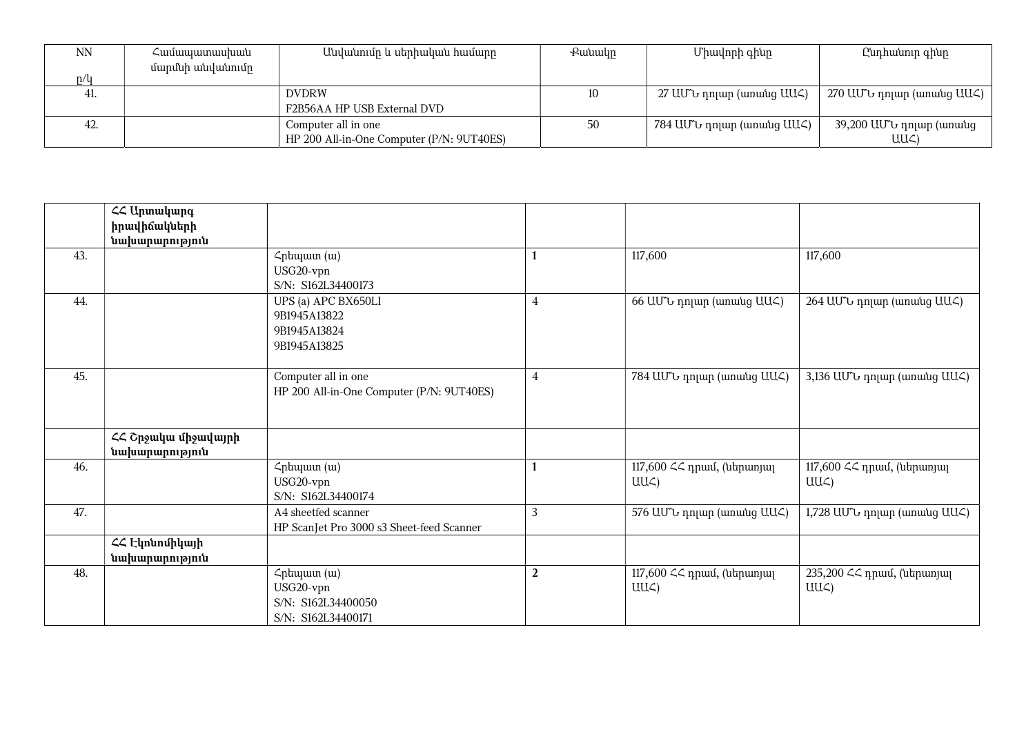| NN п/կ | Համապատասխան մարմնի անվանումը | Անվանումը և սերիական համարը | Քանակը | Միավորի գինը | Ընդհանուր գինը |
|---|---|---|---|---|---|
| 41. | | DVDRW<br>F2B56AA HP USB External DVD | 10 | 27 ԱՄՆ դոլար (առանց ԱԱՀ) | 270 ԱՄՆ դոլար (առանց ԱԱՀ) |
| 42. | | Computer all in one<br>HP 200 All-in-One Computer (P/N: 9UT40ES) | 50 | 784 ԱՄՆ դոլար (առանց ԱԱՀ) | 39,200 ԱՄՆ դոլար (առանց ԱԱՀ) |

| | | | | | |
|---|---|---|---|---|---|
| | **ՀՀ Արտակարգ իրավիճակների նախարարություն** | | | | |
| 43. | | Հրեպատ (ա)<br>USG20-vpn<br>S/N: S162L34400173 | **1** | 117,600 | 117,600 |
| 44. | | UPS (a) APC BX650LI<br>9B1945A13822<br>9B1945A13824<br>9B1945A13825 | 4 | 66 ԱՄՆ դոլար (առանց ԱԱՀ) | 264 ԱՄՆ դոլար (առանց ԱԱՀ) |
| 45. | | Computer all in one<br>HP 200 All-in-One Computer (P/N: 9UT40ES) | 4 | 784 ԱՄՆ դոլար (առանց ԱԱՀ) | 3,136 ԱՄՆ դոլար (առանց ԱԱՀ) |
| | **ՀՀ Շրջակա միջավայրի նախարարություն** | | | | |
| 46. | | Հրեպատ (ա)<br>USG20-vpn<br>S/N: S162L34400174 | **1** | 117,600 ՀՀ դրամ, (ներառյալ ԱԱՀ) | 117,600 ՀՀ դրամ, (ներառյալ ԱԱՀ) |
| 47. | | A4 sheetfed scanner<br>HP ScanJet Pro 3000 s3 Sheet-feed Scanner | 3 | 576 ԱՄՆ դոլար (առանց ԱԱՀ) | 1,728 ԱՄՆ դոլար (առանց ԱԱՀ) |
| | **ՀՀ Էկոնոմիկայի նախարարություն** | | | | |
| 48. | | Հրեպատ (ա)<br>USG20-vpn<br>S/N: S162L34400050<br>S/N: S162L34400171 | **2** | 117,600 ՀՀ դրամ, (ներառյալ ԱԱՀ) | 235,200 ՀՀ դրամ, (ներառյալ ԱԱՀ) |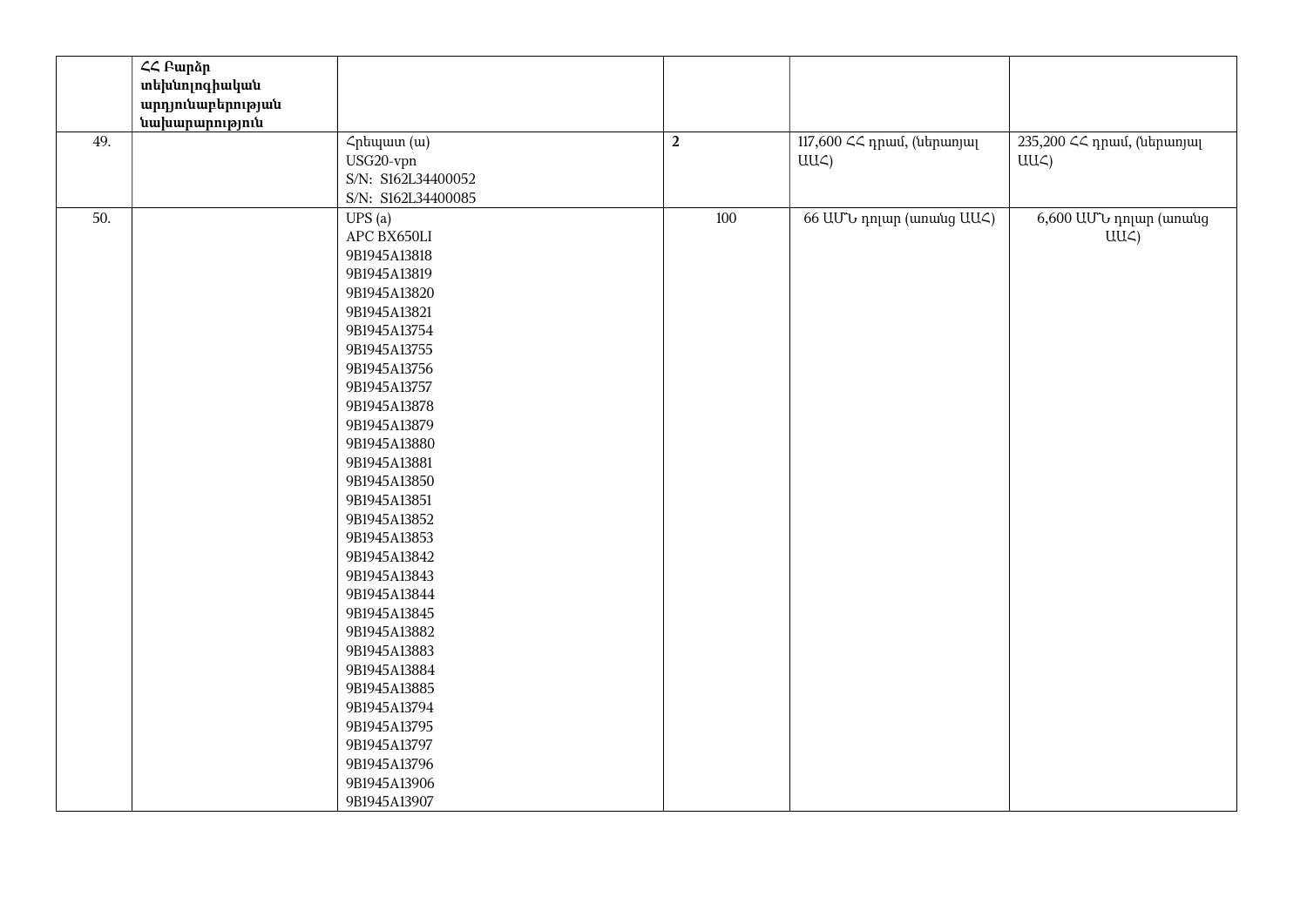| | | | | | |
|---|---|---|---|---|---|
| | **ՀՀ Բարձր տեխնոլոգիական արդյունաբերության նախարարություն** | | | | |
| 49. | | Հրեպատ (ա)<br>USG20-vpn<br>S/N: S162L34400052<br>S/N: S162L34400085 | **2** | 117,600 ՀՀ դրամ, (ներառյալ ԱԱՀ) | 235,200 ՀՀ դրամ, (ներառյալ ԱԱՀ) |
| 50. | | UPS (a)<br>APC BX650LI<br>9B1945A13818<br>9B1945A13819<br>9B1945A13820<br>9B1945A13821<br>9B1945A13754<br>9B1945A13755<br>9B1945A13756<br>9B1945A13757<br>9B1945A13878<br>9B1945A13879<br>9B1945A13880<br>9B1945A13881<br>9B1945A13850<br>9B1945A13851<br>9B1945A13852<br>9B1945A13853<br>9B1945A13842<br>9B1945A13843<br>9B1945A13844<br>9B1945A13845<br>9B1945A13882<br>9B1945A13883<br>9B1945A13884<br>9B1945A13885<br>9B1945A13794<br>9B1945A13795<br>9B1945A13797<br>9B1945A13796<br>9B1945A13906<br>9B1945A13907 | 100 | 66 ԱՄՆ դոլար (առանց ԱԱՀ) | 6,600 ԱՄՆ դոլար (առանց ԱԱՀ) |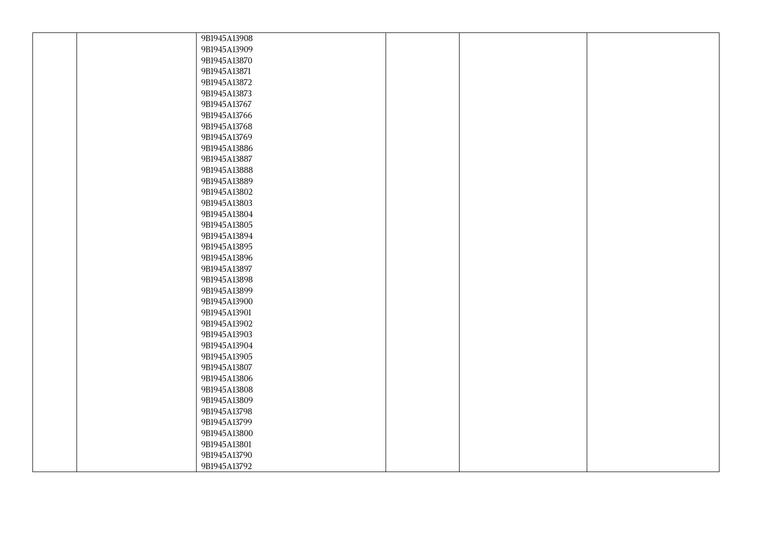| | | | | | |
|---|---|---|---|---|---|
| | | 9B1945A13908<br>9B1945A13909<br>9B1945A13870<br>9B1945A13871<br>9B1945A13872<br>9B1945A13873<br>9B1945A13767<br>9B1945A13766<br>9B1945A13768<br>9B1945A13769<br>9B1945A13886<br>9B1945A13887<br>9B1945A13888<br>9B1945A13889<br>9B1945A13802<br>9B1945A13803<br>9B1945A13804<br>9B1945A13805<br>9B1945A13894<br>9B1945A13895<br>9B1945A13896<br>9B1945A13897<br>9B1945A13898<br>9B1945A13899<br>9B1945A13900<br>9B1945A13901<br>9B1945A13902<br>9B1945A13903<br>9B1945A13904<br>9B1945A13905<br>9B1945A13807<br>9B1945A13806<br>9B1945A13808<br>9B1945A13809<br>9B1945A13798<br>9B1945A13799<br>9B1945A13800<br>9B1945A13801<br>9B1945A13790<br>9B1945A13792 | | | |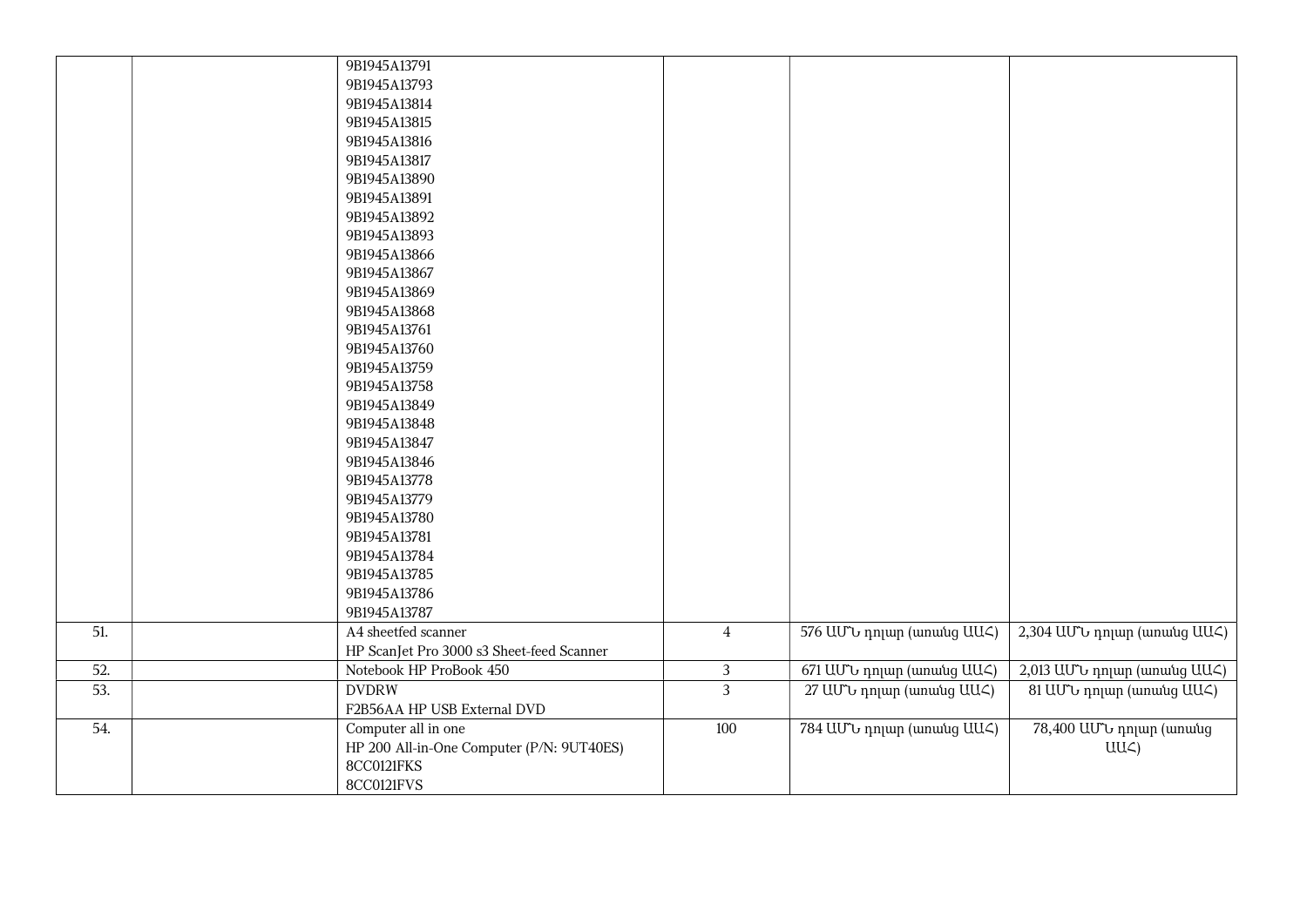| | | | | | |
|---|---|---|---|---|---|
| | | 9B1945A13791<br>9B1945A13793<br>9B1945A13814<br>9B1945A13815<br>9B1945A13816<br>9B1945A13817<br>9B1945A13890<br>9B1945A13891<br>9B1945A13892<br>9B1945A13893<br>9B1945A13866<br>9B1945A13867<br>9B1945A13869<br>9B1945A13868<br>9B1945A13761<br>9B1945A13760<br>9B1945A13759<br>9B1945A13758<br>9B1945A13849<br>9B1945A13848<br>9B1945A13847<br>9B1945A13846<br>9B1945A13778<br>9B1945A13779<br>9B1945A13780<br>9B1945A13781<br>9B1945A13784<br>9B1945A13785<br>9B1945A13786<br>9B1945A13787 | | | |
| 51. | | A4 sheetfed scanner<br>HP ScanJet Pro 3000 s3 Sheet-feed Scanner | 4 | 576 ԱՄՆ դոլար (առանց ԱԱՀ) | 2,304 ԱՄՆ դոլար (առանց ԱԱՀ) |
| 52. | | Notebook HP ProBook 450 | 3 | 671 ԱՄՆ դոլար (առանց ԱԱՀ) | 2,013 ԱՄՆ դոլար (առանց ԱԱՀ) |
| 53. | | DVDRW<br>F2B56AA HP USB External DVD | 3 | 27 ԱՄՆ դոլար (առանց ԱԱՀ) | 81 ԱՄՆ դոլար (առանց ԱԱՀ) |
| 54. | | Computer all in one<br>HP 200 All-in-One Computer (P/N: 9UT40ES)<br>8CC0121FKS<br>8CC0121FVS | 100 | 784 ԱՄՆ դոլար (առանց ԱԱՀ) | 78,400 ԱՄՆ դոլար (առանց ԱԱՀ) |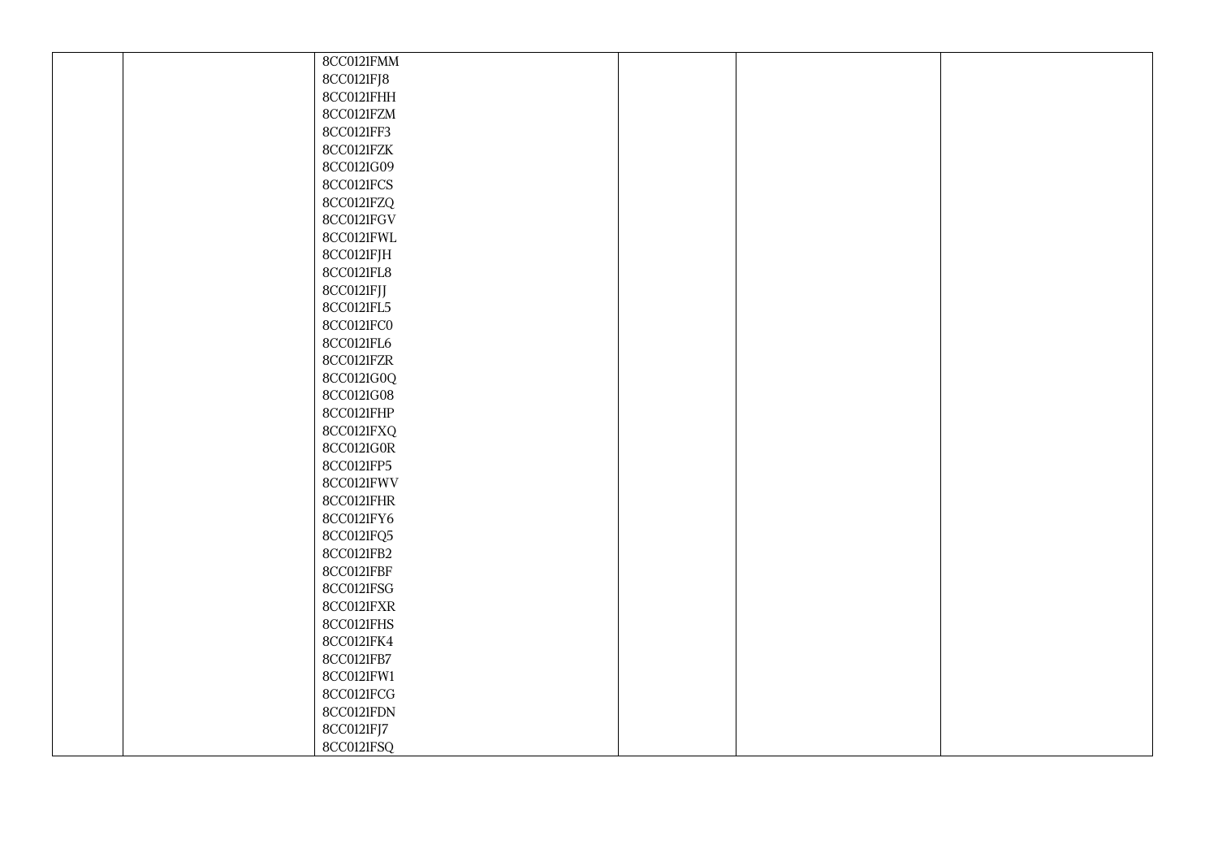| | | | | | |
|---|---|---|---|---|---|
| | | 8CC0121FMM<br>8CC0121FJ8<br>8CC0121FHH<br>8CC0121FZM<br>8CC0121FF3<br>8CC0121FZK<br>8CC0121G09<br>8CC0121FCS<br>8CC0121FZQ<br>8CC0121FGV<br>8CC0121FWL<br>8CC0121FJH<br>8CC0121FL8<br>8CC0121FJJ<br>8CC0121FL5<br>8CC0121FC0<br>8CC0121FL6<br>8CC0121FZR<br>8CC0121G0Q<br>8CC0121G08<br>8CC0121FHP<br>8CC0121FXQ<br>8CC0121G0R<br>8CC0121FP5<br>8CC0121FWV<br>8CC0121FHR<br>8CC0121FY6<br>8CC0121FQ5<br>8CC0121FB2<br>8CC0121FBF<br>8CC0121FSG<br>8CC0121FXR<br>8CC0121FHS<br>8CC0121FK4<br>8CC0121FB7<br>8CC0121FW1<br>8CC0121FCG<br>8CC0121FDN<br>8CC0121FJ7<br>8CC0121FSQ | | | |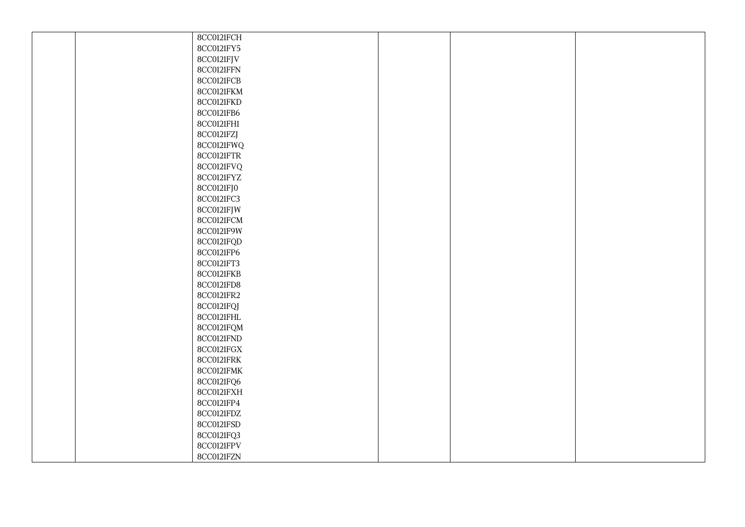| | | | | | |
|---|---|---|---|---|---|
| | | 8CC0121FCH<br>8CC0121FY5<br>8CC0121FJV<br>8CC0121FFN<br>8CC0121FCB<br>8CC0121FKM<br>8CC0121FKD<br>8CC0121FB6<br>8CC0121FH1<br>8CC0121FZJ<br>8CC0121FWQ<br>8CC0121FTR<br>8CC0121FVQ<br>8CC0121FYZ<br>8CC0121FJ0<br>8CC0121FC3<br>8CC0121FJW<br>8CC0121FCM<br>8CC0121F9W<br>8CC0121FQD<br>8CC0121FP6<br>8CC0121FT3<br>8CC0121FKB<br>8CC0121FD8<br>8CC0121FR2<br>8CC0121FQJ<br>8CC0121FHL<br>8CC0121FQM<br>8CC0121FND<br>8CC0121FGX<br>8CC0121FRK<br>8CC0121FMK<br>8CC0121FQ6<br>8CC0121FXH<br>8CC0121FP4<br>8CC0121FDZ<br>8CC0121FSD<br>8CC0121FQ3<br>8CC0121FPV<br>8CC0121FZN | | | |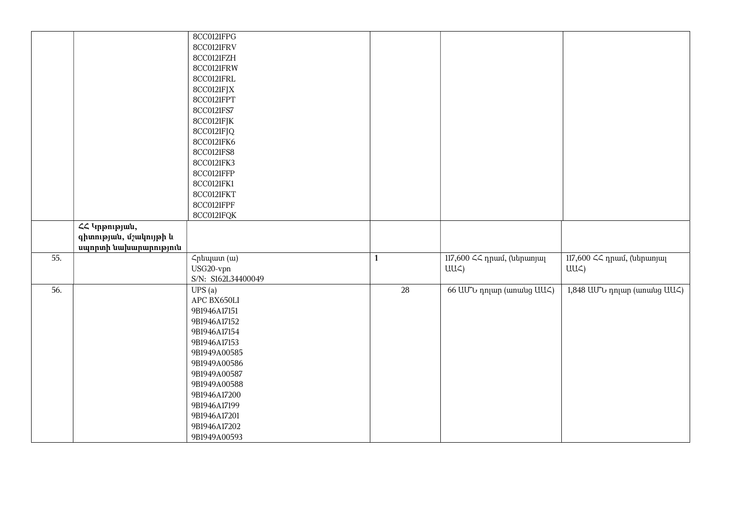| | | | | | |
|---|---|---|---|---|---|
| | | 8CC0121FPG<br>8CC0121FRV<br>8CC0121FZH<br>8CC0121FRW<br>8CC0121FRL<br>8CC0121FJX<br>8CC0121FPT<br>8CC0121FS7<br>8CC0121FJK<br>8CC0121FJQ<br>8CC0121FK6<br>8CC0121FS8<br>8CC0121FK3<br>8CC0121FFP<br>8CC0121FK1<br>8CC0121FKT<br>8CC0121FPF<br>8CC0121FQK | | | |
| | **ՀՀ Կրթության, գիտության, մշակույթի և սպորտի նախարարություն** | | | | |
| 55. | | Հրեպատ (ա)<br>USG20-vpn<br>S/N: S162L34400049 | **1** | 117,600 ՀՀ դրամ, (ներառյալ ԱԱՀ) | 117,600 ՀՀ դրամ, (ներառյալ ԱԱՀ) |
| 56. | | UPS (a)<br>APC BX650LI<br>9B1946A17151<br>9B1946A17152<br>9B1946A17154<br>9B1946A17153<br>9B1949A00585<br>9B1949A00586<br>9B1949A00587<br>9B1949A00588<br>9B1946A17200<br>9B1946A17199<br>9B1946A17201<br>9B1946A17202<br>9B1949A00593 | 28 | 66 ԱՄՆ դոլար (առանց ԱԱՀ) | 1,848 ԱՄՆ դոլար (առանց ԱԱՀ) |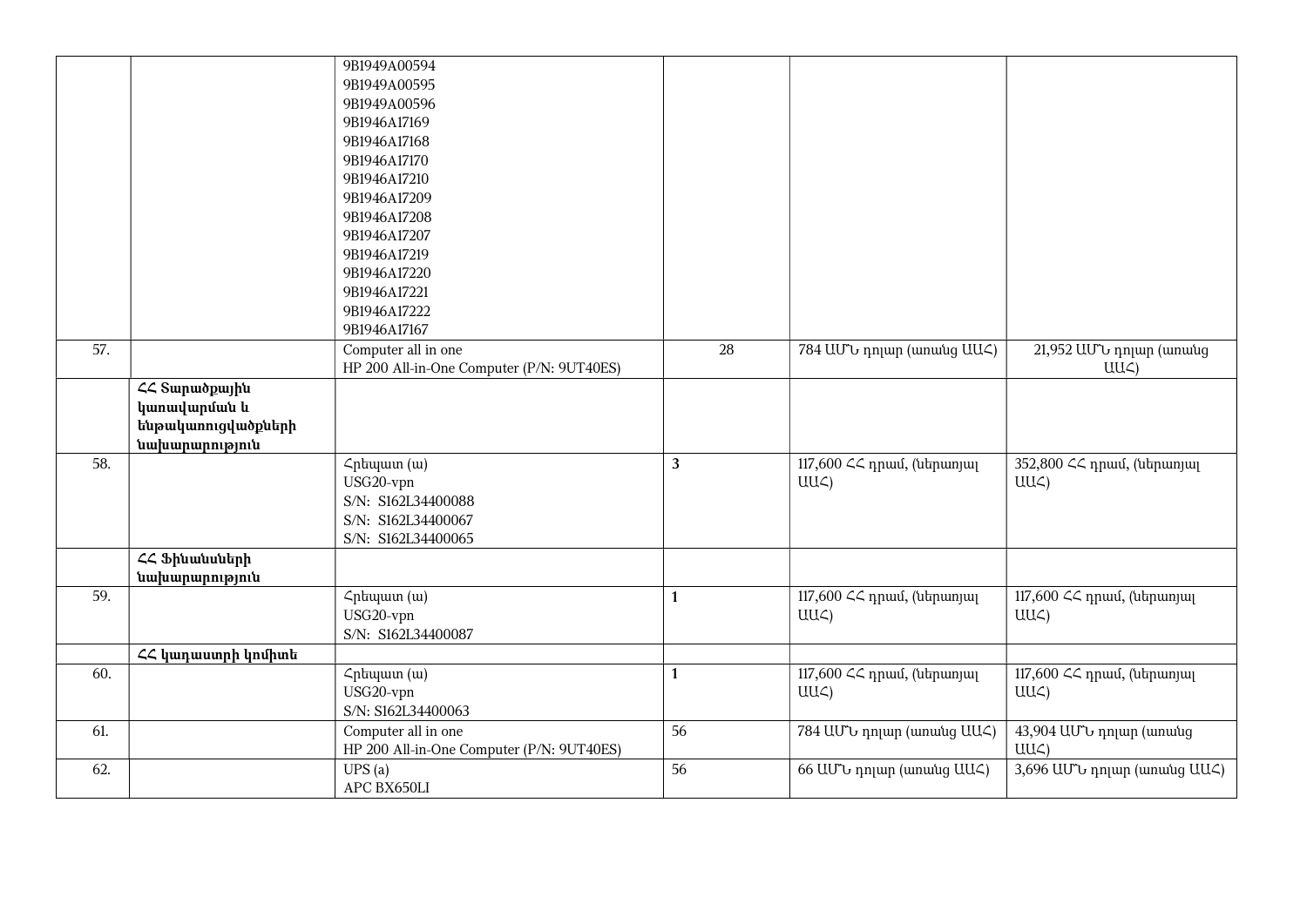| | | | | | |
|---|---|---|---|---|---|
| | | 9B1949A00594<br>9B1949A00595<br>9B1949A00596<br>9B1946A17169<br>9B1946A17168<br>9B1946A17170<br>9B1946A17210<br>9B1946A17209<br>9B1946A17208<br>9B1946A17207<br>9B1946A17219<br>9B1946A17220<br>9B1946A17221<br>9B1946A17222<br>9B1946A17167 | | | |
| 57. | | Computer all in one<br>HP 200 All-in-One Computer (P/N: 9UT40ES) | 28 | 784 ԱՄՆ դոլար (առանց ԱԱՀ) | 21,952 ԱՄՆ դոլար (առանց ԱԱՀ) |
| | **ՀՀ Տարածքային կառավարման և ենթակառուցվածքների նախարարություն** | | | | |
| 58. | | Հրեպատ (ա)<br>USG20-vpn<br>S/N: S162L34400088<br>S/N: S162L34400067<br>S/N: S162L34400065 | **3** | 117,600 ՀՀ դրամ, (ներառյալ ԱԱՀ) | 352,800 ՀՀ դրամ, (ներառյալ ԱԱՀ) |
| | **ՀՀ Ֆինանսների նախարարություն** | | | | |
| 59. | | Հրեպատ (ա)<br>USG20-vpn<br>S/N: S162L34400087 | **1** | 117,600 ՀՀ դրամ, (ներառյալ ԱԱՀ) | 117,600 ՀՀ դրամ, (ներառյալ ԱԱՀ) |
| | **ՀՀ կադաստրի կոմիտե** | | | | |
| 60. | | Հրեպատ (ա)<br>USG20-vpn<br>S/N: S162L34400063 | **1** | 117,600 ՀՀ դրամ, (ներառյալ ԱԱՀ) | 117,600 ՀՀ դրամ, (ներառյալ ԱԱՀ) |
| 61. | | Computer all in one<br>HP 200 All-in-One Computer (P/N: 9UT40ES) | 56 | 784 ԱՄՆ դոլար (առանց ԱԱՀ) | 43,904 ԱՄՆ դոլար (առանց ԱԱՀ) |
| 62. | | UPS (a)<br>APC BX650LI | 56 | 66 ԱՄՆ դոլար (առանց ԱԱՀ) | 3,696 ԱՄՆ դոլար (առանց ԱԱՀ) |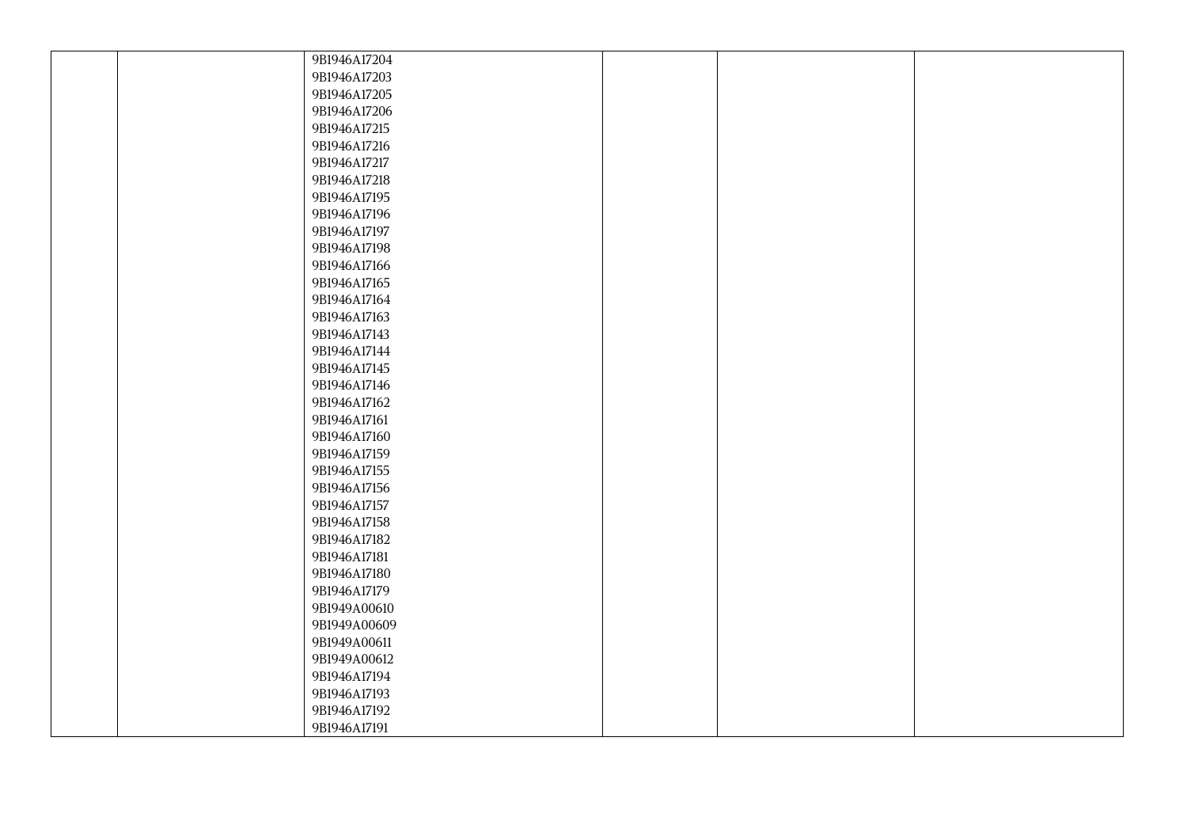| | | | | | |
|---|---|---|---|---|---|
| | | 9B1946A17204<br>9B1946A17203<br>9B1946A17205<br>9B1946A17206<br>9B1946A17215<br>9B1946A17216<br>9B1946A17217<br>9B1946A17218<br>9B1946A17195<br>9B1946A17196<br>9B1946A17197<br>9B1946A17198<br>9B1946A17166<br>9B1946A17165<br>9B1946A17164<br>9B1946A17163<br>9B1946A17143<br>9B1946A17144<br>9B1946A17145<br>9B1946A17146<br>9B1946A17162<br>9B1946A17161<br>9B1946A17160<br>9B1946A17159<br>9B1946A17155<br>9B1946A17156<br>9B1946A17157<br>9B1946A17158<br>9B1946A17182<br>9B1946A17181<br>9B1946A17180<br>9B1946A17179<br>9B1949A00610<br>9B1949A00609<br>9B1949A00611<br>9B1949A00612<br>9B1946A17194<br>9B1946A17193<br>9B1946A17192<br>9B1946A17191 | | | |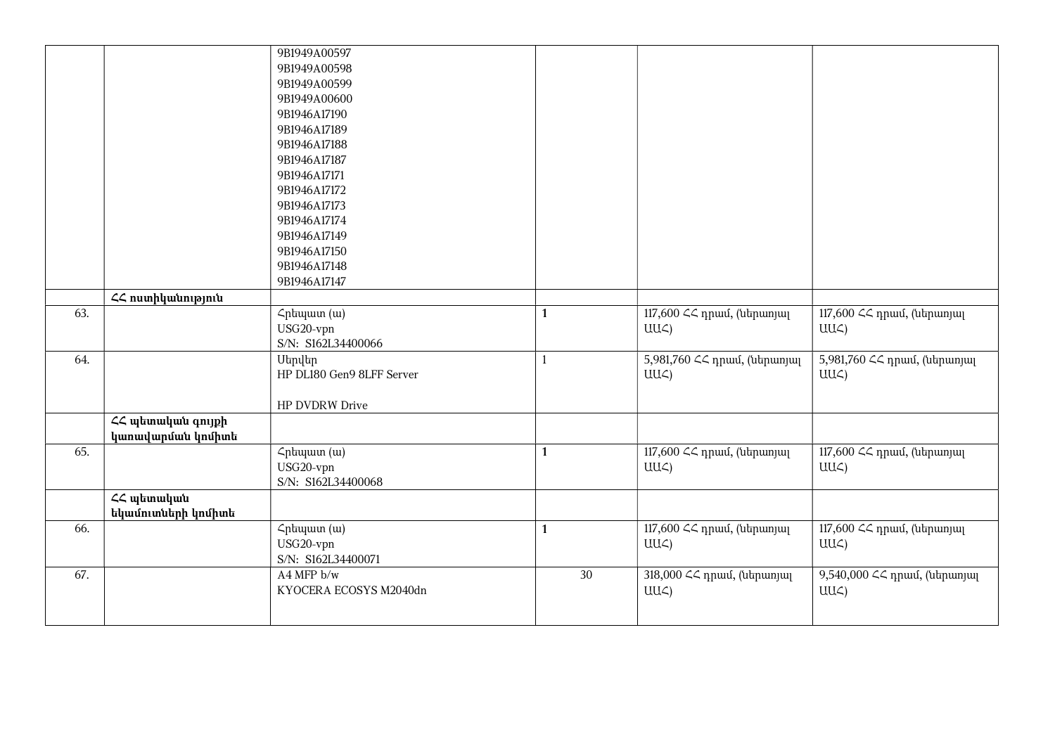|  |  | 9B1949A00597<br>9B1949A00598<br>9B1949A00599<br>9B1949A00600<br>9B1946A17190<br>9B1946A17189<br>9B1946A17188<br>9B1946A17187<br>9B1946A17171<br>9B1946A17172<br>9B1946A17173<br>9B1946A17174<br>9B1946A17149<br>9B1946A17150<br>9B1946A17148<br>9B1946A17147 |  |  |  |
|---|---|---|---|---|---|
|  | **ՀՀ ոստիկանություն** |  |  |  |  |
| 63. |  | Հրեպատ (ա)<br>USG20-vpn<br>S/N:  S162L34400066 | **1** | 117,600 ՀՀ դրամ, (ներառյալ ԱԱՀ) | 117,600 ՀՀ դրամ, (ներառյալ ԱԱՀ) |
| 64. |  | Սերվեր<br>HP DL180 Gen9 8LFF Server<br><br>HP DVDRW Drive | 1 | 5,981,760 ՀՀ դրամ, (ներառյալ ԱԱՀ) | 5,981,760 ՀՀ դրամ, (ներառյալ ԱԱՀ) |
|  | **ՀՀ պետական գույքի կառավարման կոմիտե** |  |  |  |  |
| 65. |  | Հրեպատ (ա)<br>USG20-vpn<br>S/N:  S162L34400068 | **1** | 117,600 ՀՀ դրամ, (ներառյալ ԱԱՀ) | 117,600 ՀՀ դրամ, (ներառյալ ԱԱՀ) |
|  | **ՀՀ պետական եկամուտների կոմիտե** |  |  |  |  |
| 66. |  | Հրեպատ (ա)<br>USG20-vpn<br>S/N:  S162L34400071 | **1** | 117,600 ՀՀ դրամ, (ներառյալ ԱԱՀ) | 117,600 ՀՀ դրամ, (ներառյալ ԱԱՀ) |
| 67. |  | A4 MFP b/w<br>KYOCERA ECOSYS M2040dn | 30 | 318,000 ՀՀ դրամ, (ներառյալ ԱԱՀ) | 9,540,000 ՀՀ դրամ, (ներառյալ ԱԱՀ) |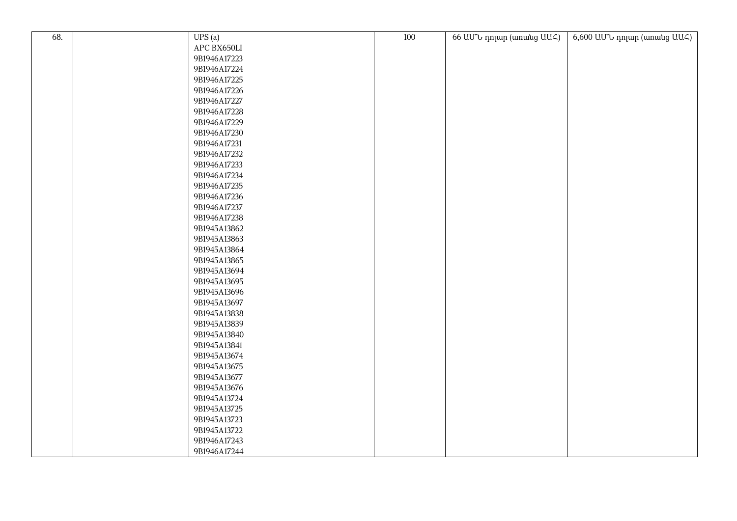| 68. | | UPS (a)<br>APC BX650LI<br>9B1946A17223<br>9B1946A17224<br>9B1946A17225<br>9B1946A17226<br>9B1946A17227<br>9B1946A17228<br>9B1946A17229<br>9B1946A17230<br>9B1946A17231<br>9B1946A17232<br>9B1946A17233<br>9B1946A17234<br>9B1946A17235<br>9B1946A17236<br>9B1946A17237<br>9B1946A17238<br>9B1945A13862<br>9B1945A13863<br>9B1945A13864<br>9B1945A13865<br>9B1945A13694<br>9B1945A13695<br>9B1945A13696<br>9B1945A13697<br>9B1945A13838<br>9B1945A13839<br>9B1945A13840<br>9B1945A13841<br>9B1945A13674<br>9B1945A13675<br>9B1945A13677<br>9B1945A13676<br>9B1945A13724<br>9B1945A13725<br>9B1945A13723<br>9B1945A13722<br>9B1946A17243<br>9B1946A17244 | 100 | 66 ԱՄՆ դոլար (առանց ԱԱՀ) | 6,600 ԱՄՆ դոլար (առանց ԱԱՀ) |
|---|---|---|---|---|---|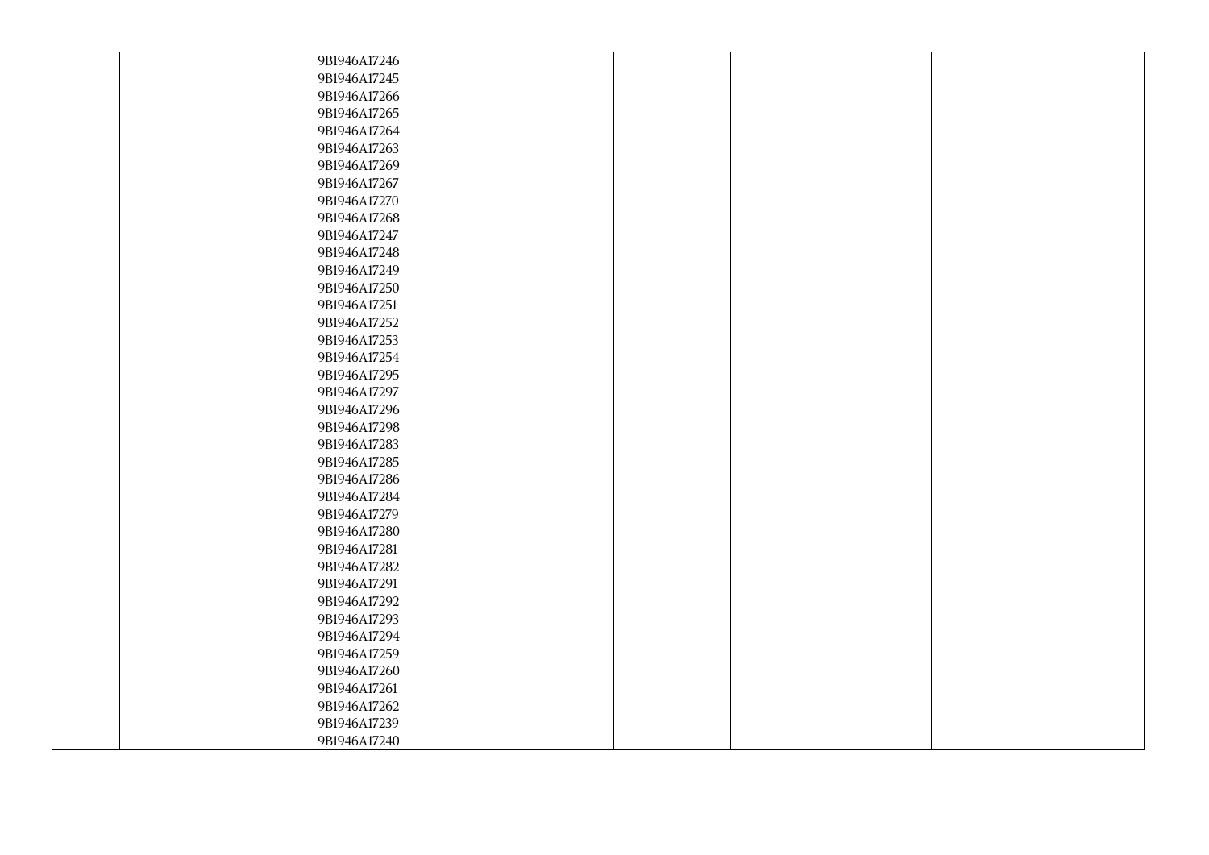|  |  |  |  |  |  |
|---|---|---|---|---|---|
|  |  | 9B1946A17246<br>9B1946A17245<br>9B1946A17266<br>9B1946A17265<br>9B1946A17264<br>9B1946A17263<br>9B1946A17269<br>9B1946A17267<br>9B1946A17270<br>9B1946A17268<br>9B1946A17247<br>9B1946A17248<br>9B1946A17249<br>9B1946A17250<br>9B1946A17251<br>9B1946A17252<br>9B1946A17253<br>9B1946A17254<br>9B1946A17295<br>9B1946A17297<br>9B1946A17296<br>9B1946A17298<br>9B1946A17283<br>9B1946A17285<br>9B1946A17286<br>9B1946A17284<br>9B1946A17279<br>9B1946A17280<br>9B1946A17281<br>9B1946A17282<br>9B1946A17291<br>9B1946A17292<br>9B1946A17293<br>9B1946A17294<br>9B1946A17259<br>9B1946A17260<br>9B1946A17261<br>9B1946A17262<br>9B1946A17239<br>9B1946A17240 |  |  |  |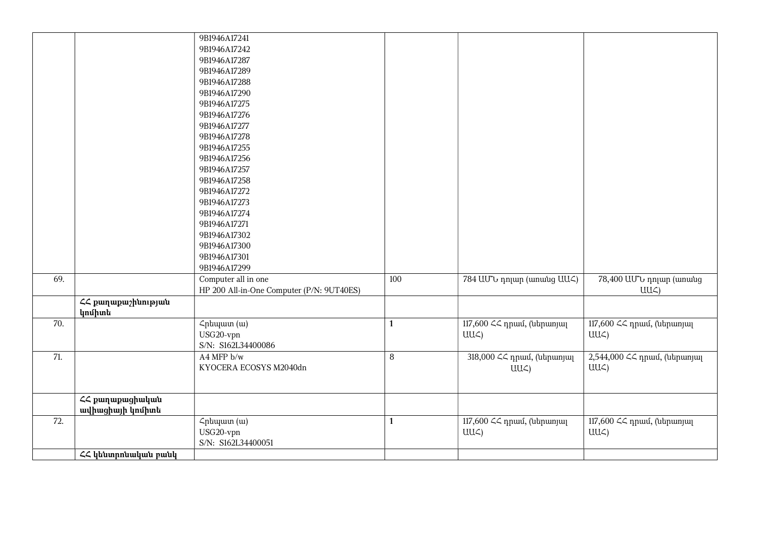| | | | | | |
|---|---|---|---|---|---|
| | | 9B1946A17241<br>9B1946A17242<br>9B1946A17287<br>9B1946A17289<br>9B1946A17288<br>9B1946A17290<br>9B1946A17275<br>9B1946A17276<br>9B1946A17277<br>9B1946A17278<br>9B1946A17255<br>9B1946A17256<br>9B1946A17257<br>9B1946A17258<br>9B1946A17272<br>9B1946A17273<br>9B1946A17274<br>9B1946A17271<br>9B1946A17302<br>9B1946A17300<br>9B1946A17301<br>9B1946A17299 | | | |
| 69. | | Computer all in one<br>HP 200 All-in-One Computer (P/N: 9UT40ES) | 100 | 784 ԱՄՆ դոլար (առանց ԱԱՀ) | 78,400 ԱՄՆ դոլար (առանց ԱԱՀ) |
| | **ՀՀ քաղաքաշինության կոմիտե** | | | | |
| 70. | | Հրեպատ (ա)<br>USG20-vpn<br>S/N: S162L34400086 | **1** | 117,600 ՀՀ դրամ, (ներառյալ ԱԱՀ) | 117,600 ՀՀ դրամ, (ներառյալ ԱԱՀ) |
| 71. | | A4 MFP b/w<br>KYOCERA ECOSYS M2040dn | 8 | 318,000 ՀՀ դրամ, (ներառյալ ԱԱՀ) | 2,544,000 ՀՀ դրամ, (ներառյալ ԱԱՀ) |
| | **ՀՀ քաղաքացիական ավիացիայի կոմիտե** | | | | |
| 72. | | Հրեպատ (ա)<br>USG20-vpn<br>S/N: S162L34400051 | **1** | 117,600 ՀՀ դրամ, (ներառյալ ԱԱՀ) | 117,600 ՀՀ դրամ, (ներառյալ ԱԱՀ) |
| | **ՀՀ կենտրոնական բանկ** | | | | |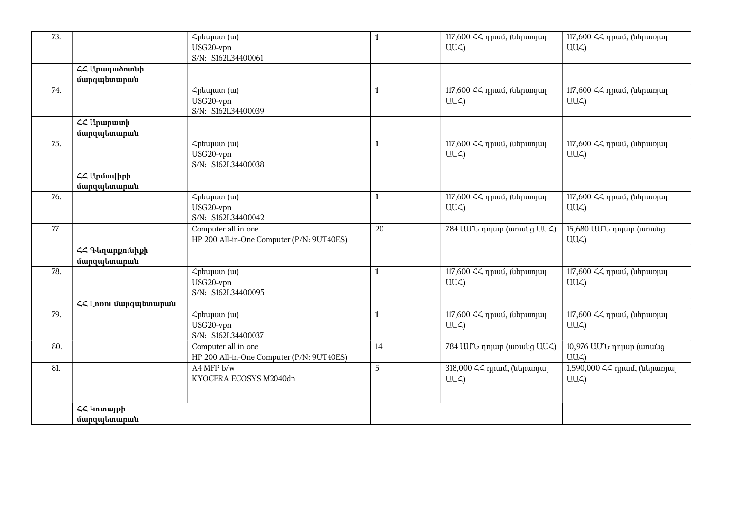| 73. | | Հրեպատ (ա)<br>USG20-vpn<br>S/N: S162L34400061 | **1** | 117,600 ՀՀ դրամ, (ներառյալ ԱԱՀ) | 117,600 ՀՀ դրամ, (ներառյալ ԱԱՀ) |
|---|---|---|---|---|---|
| | **ՀՀ Արագածոտնի մարզպետարան** | | | | |
| 74. | | Հրեպատ (ա)<br>USG20-vpn<br>S/N: S162L34400039 | **1** | 117,600 ՀՀ դրամ, (ներառյալ ԱԱՀ) | 117,600 ՀՀ դրամ, (ներառյալ ԱԱՀ) |
| | **ՀՀ Արարատի մարզպետարան** | | | | |
| 75. | | Հրեպատ (ա)<br>USG20-vpn<br>S/N: S162L34400038 | **1** | 117,600 ՀՀ դրամ, (ներառյալ ԱԱՀ) | 117,600 ՀՀ դրամ, (ներառյալ ԱԱՀ) |
| | **ՀՀ Արմավիրի մարզպետարան** | | | | |
| 76. | | Հրեպատ (ա)<br>USG20-vpn<br>S/N: S162L34400042 | **1** | 117,600 ՀՀ դրամ, (ներառյալ ԱԱՀ) | 117,600 ՀՀ դրամ, (ներառյալ ԱԱՀ) |
| 77. | | Computer all in one<br>HP 200 All-in-One Computer (P/N: 9UT40ES) | 20 | 784 ԱՄՆ դոլար (առանց ԱԱՀ) | 15,680 ԱՄՆ դոլար (առանց ԱԱՀ) |
| | **ՀՀ Գեղարքունիքի մարզպետարան** | | | | |
| 78. | | Հրեպատ (ա)<br>USG20-vpn<br>S/N: S162L34400095 | **1** | 117,600 ՀՀ դրամ, (ներառյալ ԱԱՀ) | 117,600 ՀՀ դրամ, (ներառյալ ԱԱՀ) |
| | **ՀՀ Լոռու մարզպետարան** | | | | |
| 79. | | Հրեպատ (ա)<br>USG20-vpn<br>S/N: S162L34400037 | **1** | 117,600 ՀՀ դրամ, (ներառյալ ԱԱՀ) | 117,600 ՀՀ դրամ, (ներառյալ ԱԱՀ) |
| 80. | | Computer all in one<br>HP 200 All-in-One Computer (P/N: 9UT40ES) | 14 | 784 ԱՄՆ դոլար (առանց ԱԱՀ) | 10,976 ԱՄՆ դոլար (առանց ԱԱՀ) |
| 81. | | A4 MFP b/w<br>KYOCERA ECOSYS M2040dn | 5 | 318,000 ՀՀ դրամ, (ներառյալ ԱԱՀ) | 1,590,000 ՀՀ դրամ, (ներառյալ ԱԱՀ) |
| | **ՀՀ Կոտայքի մարզպետարան** | | | | |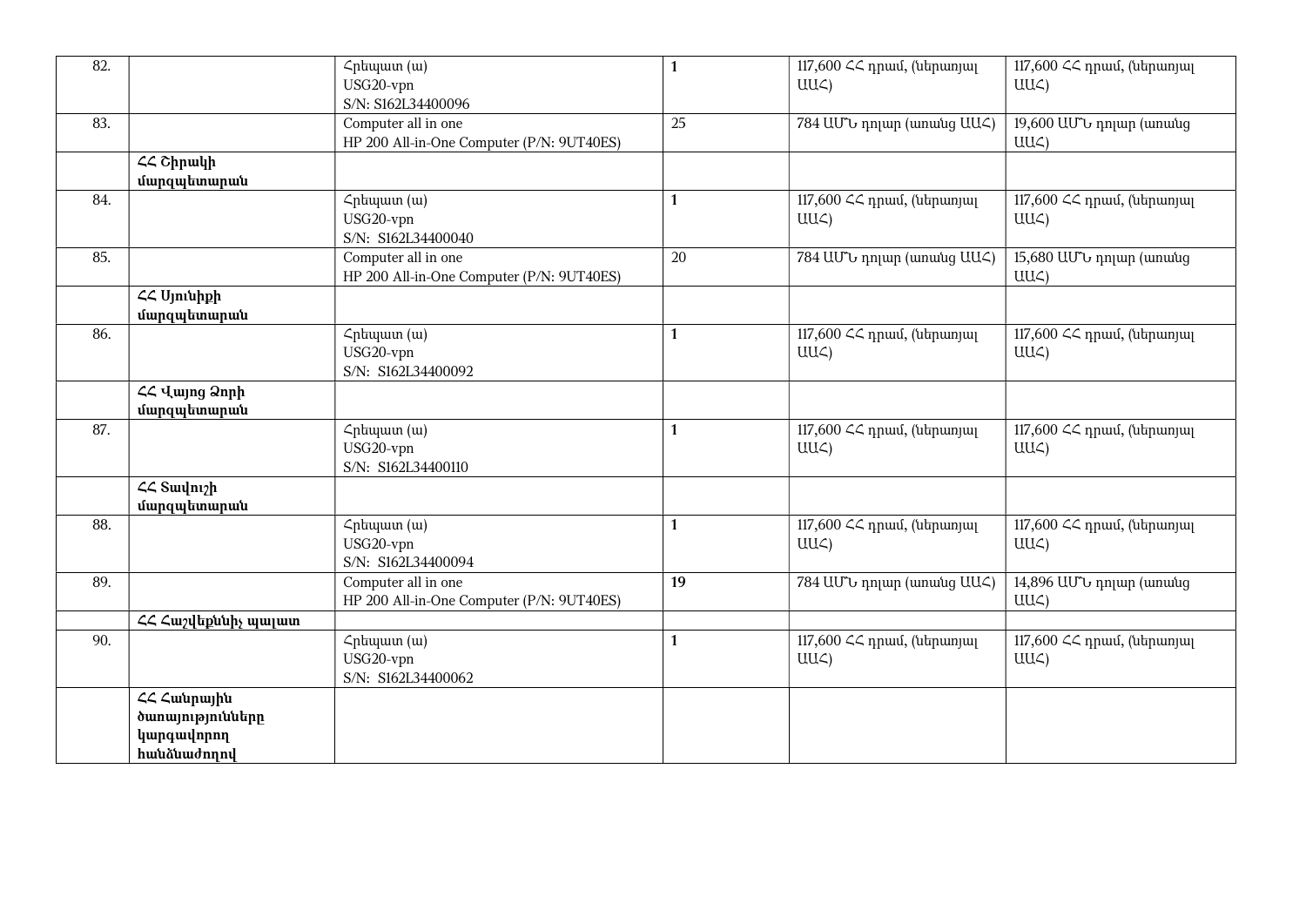| 82. | | Հրեպատ (ա)<br>USG20-vpn<br>S/N: S162L34400096 | **1** | 117,600 ՀՀ դրամ, (ներառյալ ԱԱՀ) | 117,600 ՀՀ դրամ, (ներառյալ ԱԱՀ) |
|---|---|---|---|---|---|
| 83. | | Computer all in one<br>HP 200 All-in-One Computer (P/N: 9UT40ES) | 25 | 784 ԱՄՆ դոլար (առանց ԱԱՀ) | 19,600 ԱՄՆ դոլար (առանց ԱԱՀ) |
| | **ՀՀ Շիրակի մարզպետարան** | | | | |
| 84. | | Հրեպատ (ա)<br>USG20-vpn<br>S/N: S162L34400040 | **1** | 117,600 ՀՀ դրամ, (ներառյալ ԱԱՀ) | 117,600 ՀՀ դրամ, (ներառյալ ԱԱՀ) |
| 85. | | Computer all in one<br>HP 200 All-in-One Computer (P/N: 9UT40ES) | 20 | 784 ԱՄՆ դոլար (առանց ԱԱՀ) | 15,680 ԱՄՆ դոլար (առանց ԱԱՀ) |
| | **ՀՀ Սյունիքի մարզպետարան** | | | | |
| 86. | | Հրեպատ (ա)<br>USG20-vpn<br>S/N: S162L34400092 | **1** | 117,600 ՀՀ դրամ, (ներառյալ ԱԱՀ) | 117,600 ՀՀ դրամ, (ներառյալ ԱԱՀ) |
| | **ՀՀ Վայոց Ձորի մարզպետարան** | | | | |
| 87. | | Հրեպատ (ա)<br>USG20-vpn<br>S/N: S162L34400110 | **1** | 117,600 ՀՀ դրամ, (ներառյալ ԱԱՀ) | 117,600 ՀՀ դրամ, (ներառյալ ԱԱՀ) |
| | **ՀՀ Տավուշի մարզպետարան** | | | | |
| 88. | | Հրեպատ (ա)<br>USG20-vpn<br>S/N: S162L34400094 | **1** | 117,600 ՀՀ դրամ, (ներառյալ ԱԱՀ) | 117,600 ՀՀ դրամ, (ներառյալ ԱԱՀ) |
| 89. | | Computer all in one<br>HP 200 All-in-One Computer (P/N: 9UT40ES) | **19** | 784 ԱՄՆ դոլար (առանց ԱԱՀ) | 14,896 ԱՄՆ դոլար (առանց ԱԱՀ) |
| | **ՀՀ Հաշվեքննիչ պալատ** | | | | |
| 90. | | Հրեպատ (ա)<br>USG20-vpn<br>S/N: S162L34400062 | **1** | 117,600 ՀՀ դրամ, (ներառյալ ԱԱՀ) | 117,600 ՀՀ դրամ, (ներառյալ ԱԱՀ) |
| | **ՀՀ Հանրային ծառայությունները կարգավորող հանձնաժողով** | | | | |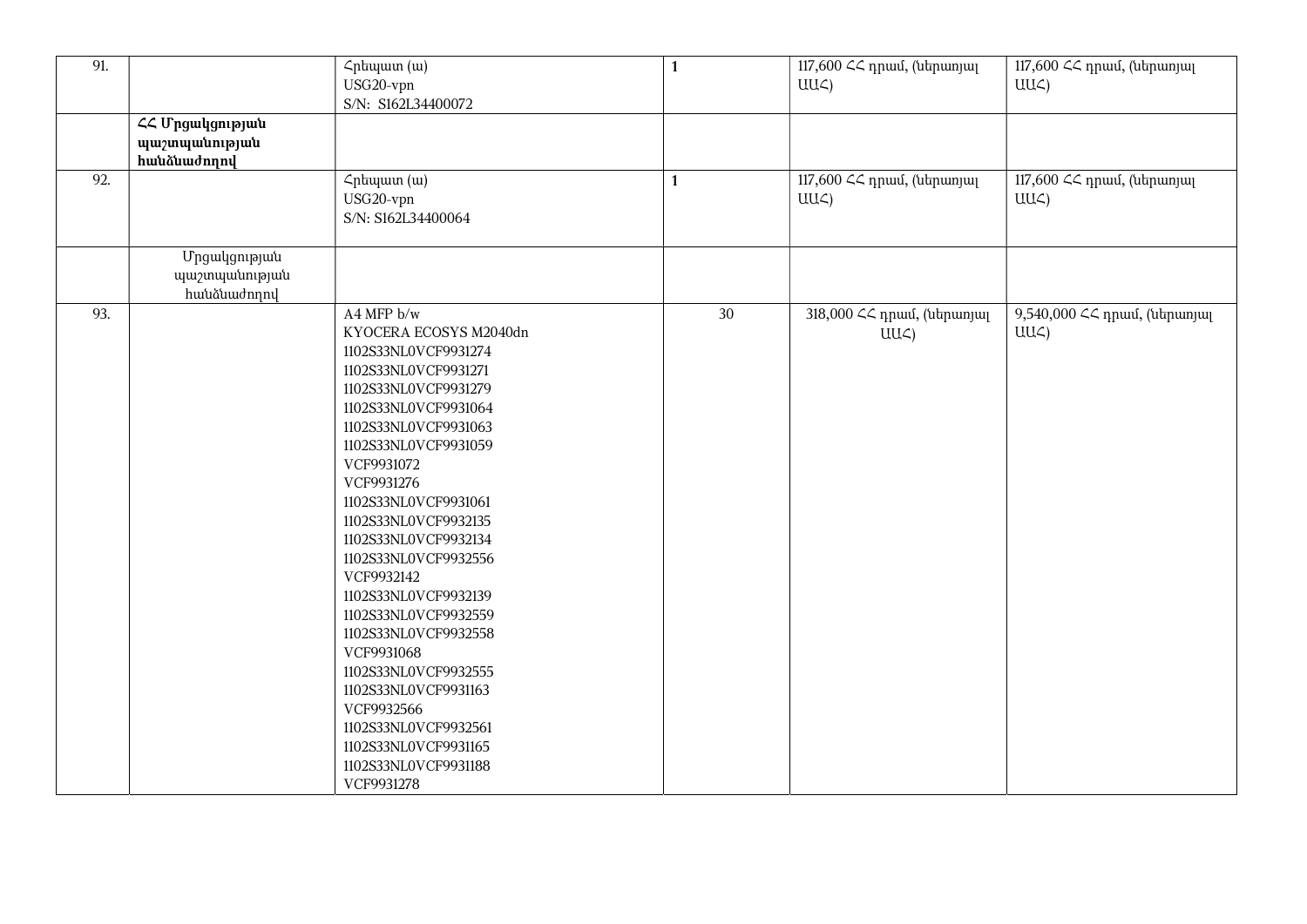| | | | | | |
|---|---|---|---|---|---|
| 91. | | Հրեպատ (ա)<br>USG20-vpn<br>S/N: S162L34400072 | **1** | 117,600 ՀՀ դրամ, (ներառյալ ԱԱՀ) | 117,600 ՀՀ դրամ, (ներառյալ ԱԱՀ) |
| | **ՀՀ Մրցակցության պաշտպանության հանձնաժողով** | | | | |
| 92. | | Հրեպատ (ա)<br>USG20-vpn<br>S/N: S162L34400064 | **1** | 117,600 ՀՀ դրամ, (ներառյալ ԱԱՀ) | 117,600 ՀՀ դրամ, (ներառյալ ԱԱՀ) |
| | Մրցակցության պաշտպանության հանձնաժողով | | | | |
| 93. | | A4 MFP b/w<br>KYOCERA ECOSYS M2040dn<br>1102S33NL0VCF9931274<br>1102S33NL0VCF9931271<br>1102S33NL0VCF9931279<br>1102S33NL0VCF9931064<br>1102S33NL0VCF9931063<br>1102S33NL0VCF9931059<br>VCF9931072<br>VCF9931276<br>1102S33NL0VCF9931061<br>1102S33NL0VCF9932135<br>1102S33NL0VCF9932134<br>1102S33NL0VCF9932556<br>VCF9932142<br>1102S33NL0VCF9932139<br>1102S33NL0VCF9932559<br>1102S33NL0VCF9932558<br>VCF9931068<br>1102S33NL0VCF9932555<br>1102S33NL0VCF9931163<br>VCF9932566<br>1102S33NL0VCF9932561<br>1102S33NL0VCF9931165<br>1102S33NL0VCF9931188<br>VCF9931278 | 30 | 318,000 ՀՀ դրամ, (ներառյալ ԱԱՀ) | 9,540,000 ՀՀ դրամ, (ներառյալ ԱԱՀ) |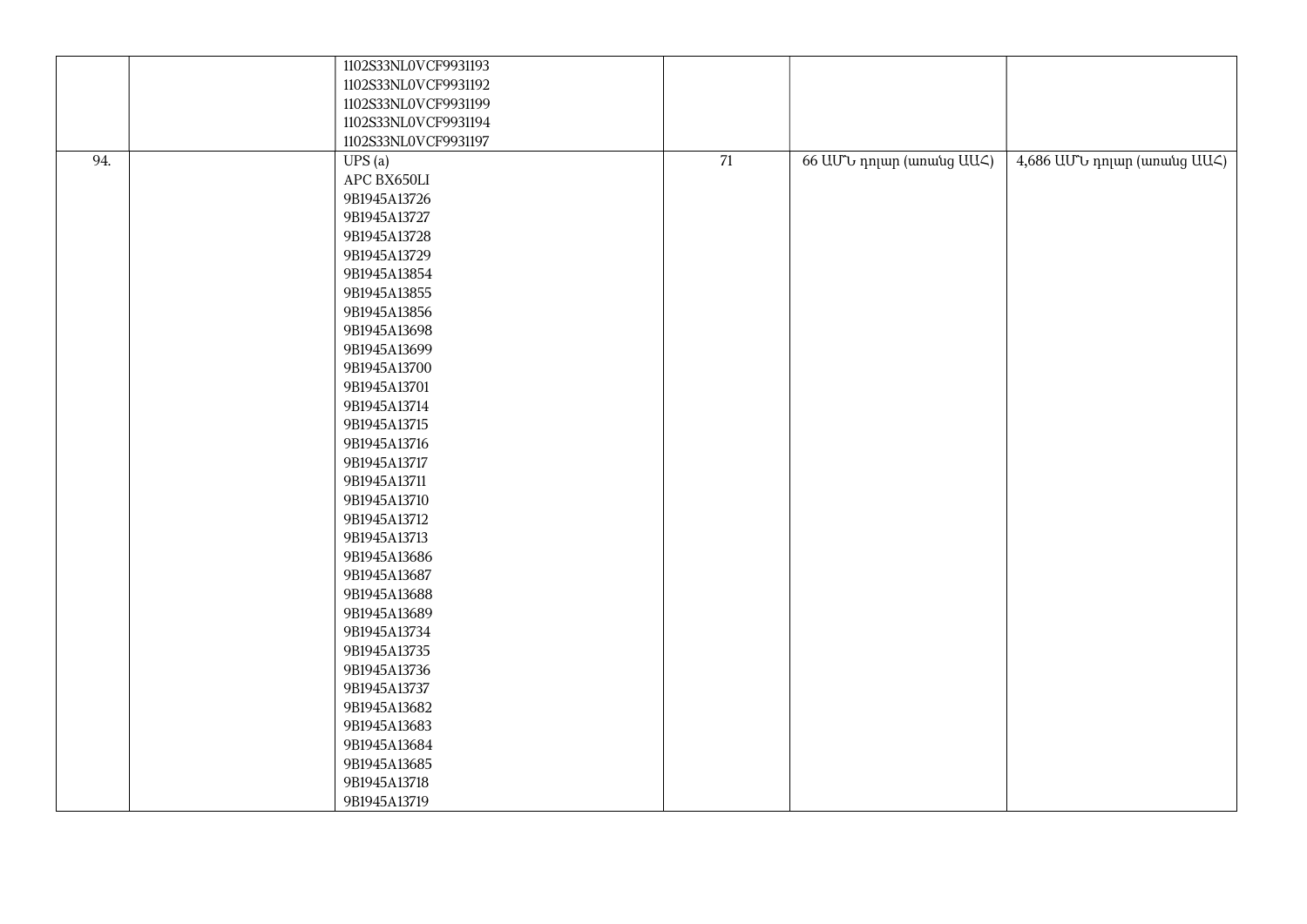| | | | | | |
|---|---|---|---|---|---|
| | | 1102S33NL0VCF9931193<br>1102S33NL0VCF9931192<br>1102S33NL0VCF9931199<br>1102S33NL0VCF9931194<br>1102S33NL0VCF9931197 | | | |
| 94. | | UPS (a)<br>APC BX650LI<br>9B1945A13726<br>9B1945A13727<br>9B1945A13728<br>9B1945A13729<br>9B1945A13854<br>9B1945A13855<br>9B1945A13856<br>9B1945A13698<br>9B1945A13699<br>9B1945A13700<br>9B1945A13701<br>9B1945A13714<br>9B1945A13715<br>9B1945A13716<br>9B1945A13717<br>9B1945A13711<br>9B1945A13710<br>9B1945A13712<br>9B1945A13713<br>9B1945A13686<br>9B1945A13687<br>9B1945A13688<br>9B1945A13689<br>9B1945A13734<br>9B1945A13735<br>9B1945A13736<br>9B1945A13737<br>9B1945A13682<br>9B1945A13683<br>9B1945A13684<br>9B1945A13685<br>9B1945A13718<br>9B1945A13719 | 71 | 66 ԱՄՆ դոլար (առանց ԱԱՀ) | 4,686 ԱՄՆ դոլար (առանց ԱԱՀ) |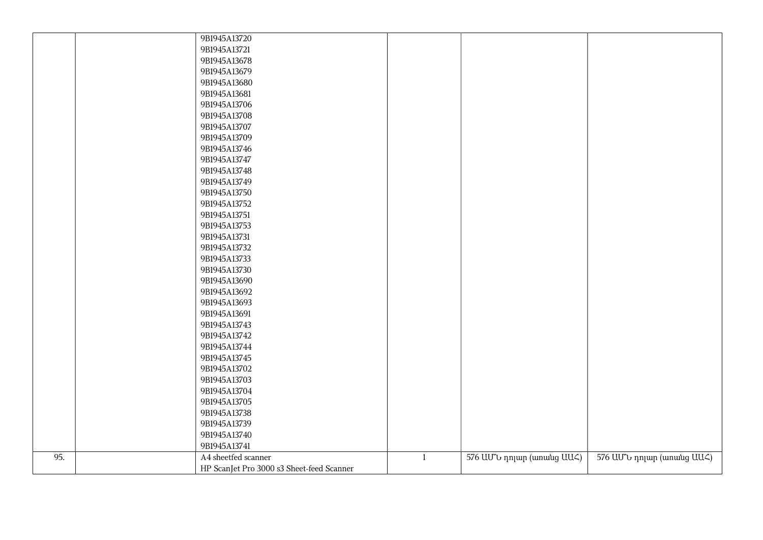| | | | | | |
|---|---|---|---|---|---|
| | | 9B1945A13720<br>9B1945A13721<br>9B1945A13678<br>9B1945A13679<br>9B1945A13680<br>9B1945A13681<br>9B1945A13706<br>9B1945A13708<br>9B1945A13707<br>9B1945A13709<br>9B1945A13746<br>9B1945A13747<br>9B1945A13748<br>9B1945A13749<br>9B1945A13750<br>9B1945A13752<br>9B1945A13751<br>9B1945A13753<br>9B1945A13731<br>9B1945A13732<br>9B1945A13733<br>9B1945A13730<br>9B1945A13690<br>9B1945A13692<br>9B1945A13693<br>9B1945A13691<br>9B1945A13743<br>9B1945A13742<br>9B1945A13744<br>9B1945A13745<br>9B1945A13702<br>9B1945A13703<br>9B1945A13704<br>9B1945A13705<br>9B1945A13738<br>9B1945A13739<br>9B1945A13740<br>9B1945A13741 | | | |
| 95. | | A4 sheetfed scanner<br>HP ScanJet Pro 3000 s3 Sheet-feed Scanner | 1 | 576 ԱՄՆ դոլար (առանց ԱԱՀ) | 576 ԱՄՆ դոլար (առանց ԱԱՀ) |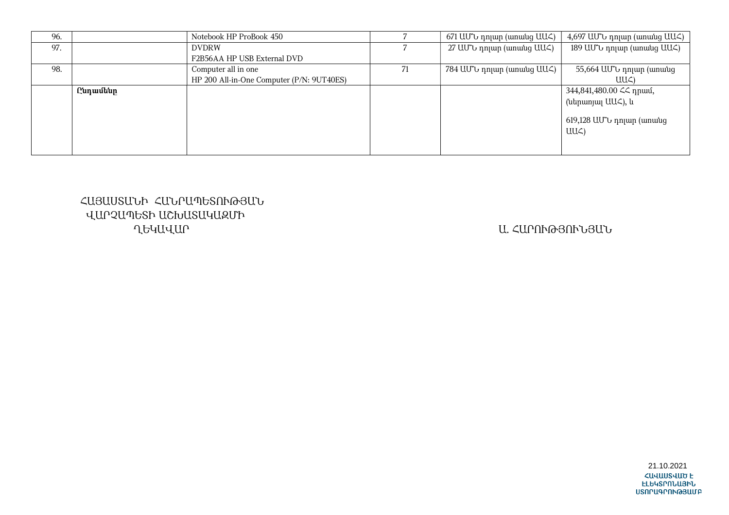| | | | | | |
|---|---|---|---|---|---|
| 96. | | Notebook HP ProBook 450 | 7 | 671 ԱՄՆ դոլար (առանց ԱԱՀ) | 4,697 ԱՄՆ դոլար (առանց ԱԱՀ) |
| 97. | | DVDRW<br>F2B56AA HP USB External DVD | 7 | 27 ԱՄՆ դոլար (առանց ԱԱՀ) | 189 ԱՄՆ դոլար (առանց ԱԱՀ) |
| 98. | | Computer all in one<br>HP 200 All-in-One Computer (P/N: 9UT40ES) | 71 | 784 ԱՄՆ դոլար (առանց ԱԱՀ) | 55,664 ԱՄՆ դոլար (առանց ԱԱՀ) |
| | **Ընդամենը** | | | | 344,841,480.00 ՀՀ դրամ, (ներառյալ ԱԱՀ), և<br><br>619,128 ԱՄՆ դոլար (առանց ԱԱՀ) |

ՀԱՅԱՍՏԱՆԻ ՀԱՆՐԱՊԵՏՈՒԹՅԱՆ
ՎԱՐՉԱՊԵՏԻ ԱՇԽԱՏԱԿԱԶՄԻ
ՂԵԿԱՎԱՐ

Ա. ՀԱՐՈՒԹՅՈՒՆՅԱՆ

21.10.2021
ՀԱՎԱՍՏՎԱԾ Է
ԷԼԵԿՏՐՈՆԱՅԻՆ
ՍՏՈՐԱԳՐՈՒԹՅԱՄԲ